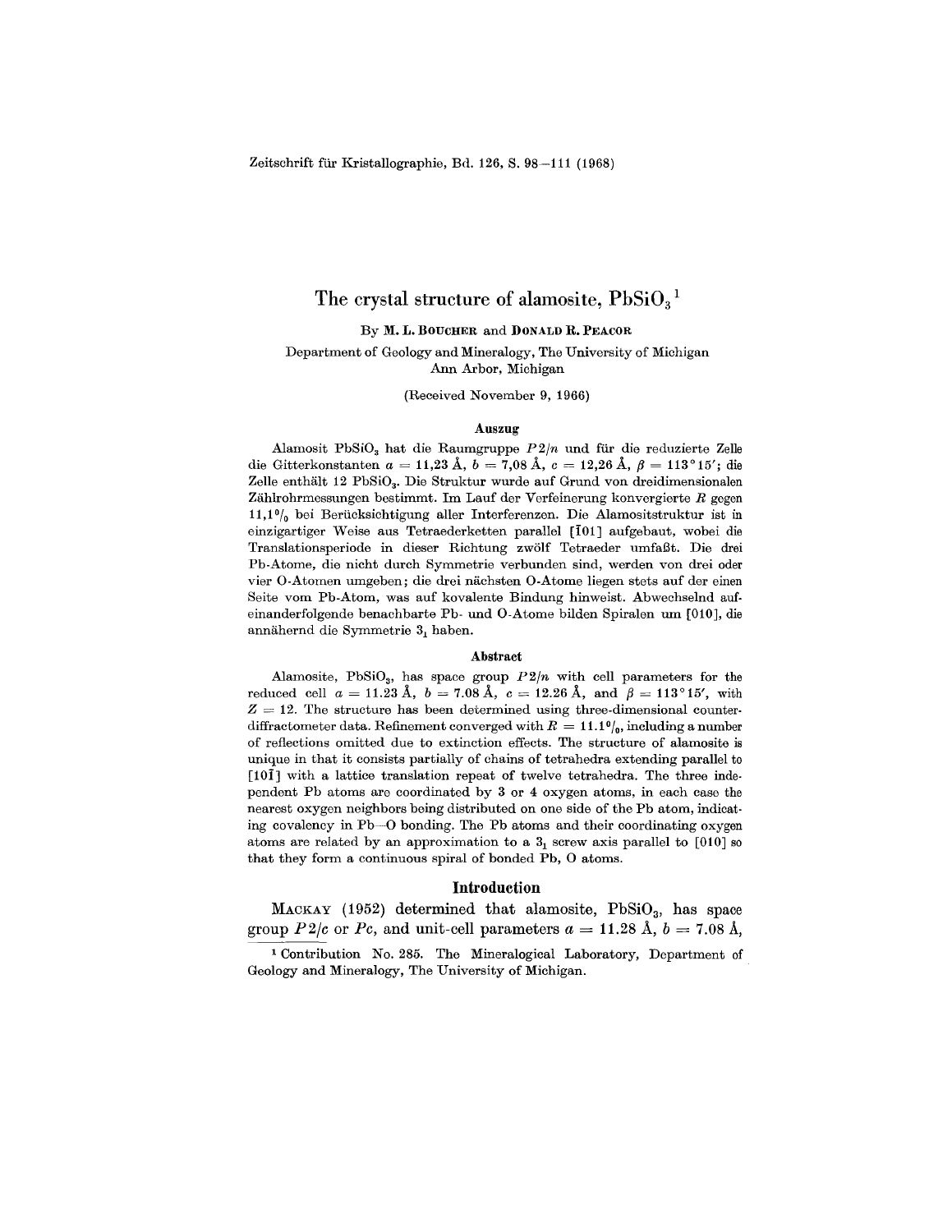Zeitschrift für Kristallographie, Bd. 126, S. 98–111 (1968)

# The crystal structure of alamosite, $PbSiO_3$ [1]

By **M. L. Boucher** and **Donald R. Peacor**

Department of Geology and Mineralogy, The University of Michigan
Ann Arbor, Michigan

(Received November 9, 1966)

### Auszug

Alamosit $PbSiO_3$ hat die Raumgruppe $P2/n$ und für die reduzierte Zelle die Gitterkonstanten $a = 11{,}23$ Å, $b = 7{,}08$ Å, $c = 12{,}26$ Å, $\beta = 113°15'$; die Zelle enthält 12 $PbSiO_3$. Die Struktur wurde auf Grund von dreidimensionalen Zählrohrmessungen bestimmt. Im Lauf der Verfeinerung konvergierte $R$ gegen 11,1% bei Berücksichtigung aller Interferenzen. Die Alamositstruktur ist in einzigartiger Weise aus Tetraederketten parallel [$\bar{1}$01] aufgebaut, wobei die Translationsperiode in dieser Richtung zwölf Tetraeder umfaßt. Die drei Pb-Atome, die nicht durch Symmetrie verbunden sind, werden von drei oder vier O-Atomen umgeben; die drei nächsten O-Atome liegen stets auf der einen Seite vom Pb-Atom, was auf kovalente Bindung hinweist. Abwechselnd aufeinanderfolgende benachbarte Pb- und O-Atome bilden Spiralen um [010], die annähernd die Symmetrie $3_1$ haben.

### Abstract

Alamosite, $PbSiO_3$, has space group $P2/n$ with cell parameters for the reduced cell $a = 11.23$ Å, $b = 7.08$ Å, $c = 12.26$ Å, and $\beta = 113°15'$, with $Z = 12$. The structure has been determined using three-dimensional counter-diffractometer data. Refinement converged with $R = 11.1\%$, including a number of reflections omitted due to extinction effects. The structure of alamosite is unique in that it consists partially of chains of tetrahedra extending parallel to [10$\bar{1}$] with a lattice translation repeat of twelve tetrahedra. The three independent Pb atoms are coordinated by 3 or 4 oxygen atoms, in each case the nearest oxygen neighbors being distributed on one side of the Pb atom, indicating covalency in Pb—O bonding. The Pb atoms and their coordinating oxygen atoms are related by an approximation to a $3_1$ screw axis parallel to [010] so that they form a continuous spiral of bonded Pb, O atoms.

## Introduction

Mackay (1952) determined that alamosite, $PbSiO_3$, has space group $P2/c$ or $Pc$, and unit-cell parameters $a = 11.28$ Å, $b = 7.08$ Å,

[1] Contribution No. 285. The Mineralogical Laboratory, Department of Geology and Mineralogy, The University of Michigan.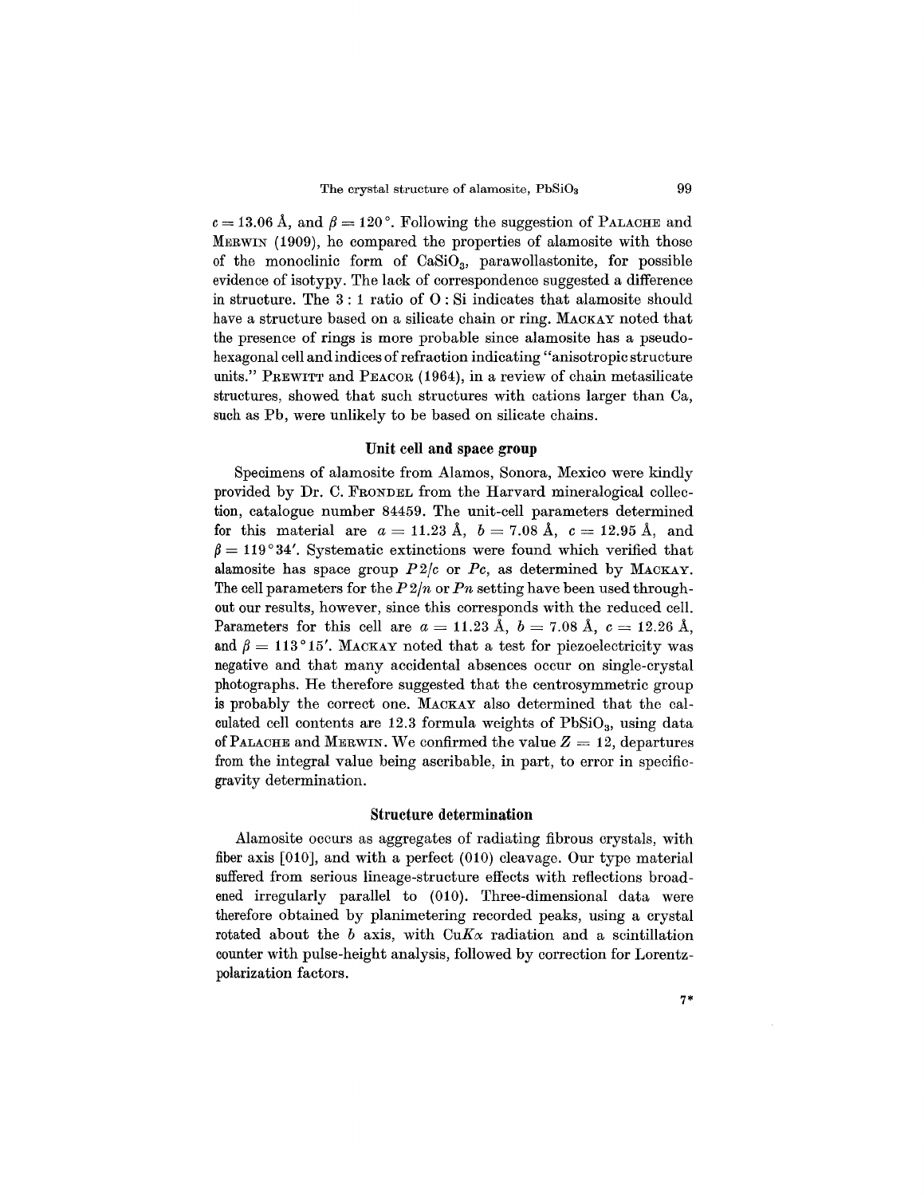$c = 13.06$ Å, and $\beta = 120°$. Following the suggestion of PALACHE and MERWIN (1909), he compared the properties of alamosite with those of the monoclinic form of $CaSiO_3$, parawollastonite, for possible evidence of isotypy. The lack of correspondence suggested a difference in structure. The 3 : 1 ratio of O : Si indicates that alamosite should have a structure based on a silicate chain or ring. MACKAY noted that the presence of rings is more probable since alamosite has a pseudohexagonal cell and indices of refraction indicating "anisotropic structure units." PREWITT and PEACOR (1964), in a review of chain metasilicate structures, showed that such structures with cations larger than Ca, such as Pb, were unlikely to be based on silicate chains.

## Unit cell and space group

Specimens of alamosite from Alamos, Sonora, Mexico were kindly provided by Dr. C. FRONDEL from the Harvard mineralogical collection, catalogue number 84459. The unit-cell parameters determined for this material are $a = 11.23$ Å, $b = 7.08$ Å, $c = 12.95$ Å, and $\beta = 119°34'$. Systematic extinctions were found which verified that alamosite has space group $P2/c$ or $Pc$, as determined by MACKAY. The cell parameters for the $P2/n$ or $Pn$ setting have been used throughout our results, however, since this corresponds with the reduced cell. Parameters for this cell are $a = 11.23$ Å, $b = 7.08$ Å, $c = 12.26$ Å, and $\beta = 113°15'$. MACKAY noted that a test for piezoelectricity was negative and that many accidental absences occur on single-crystal photographs. He therefore suggested that the centrosymmetric group is probably the correct one. MACKAY also determined that the calculated cell contents are 12.3 formula weights of $PbSiO_3$, using data of PALACHE and MERWIN. We confirmed the value $Z = 12$, departures from the integral value being ascribable, in part, to error in specific-gravity determination.

## Structure determination

Alamosite occurs as aggregates of radiating fibrous crystals, with fiber axis [010], and with a perfect (010) cleavage. Our type material suffered from serious lineage-structure effects with reflections broadened irregularly parallel to (010). Three-dimensional data were therefore obtained by planimetering recorded peaks, using a crystal rotated about the $b$ axis, with Cu$K\alpha$ radiation and a scintillation counter with pulse-height analysis, followed by correction for Lorentz-polarization factors.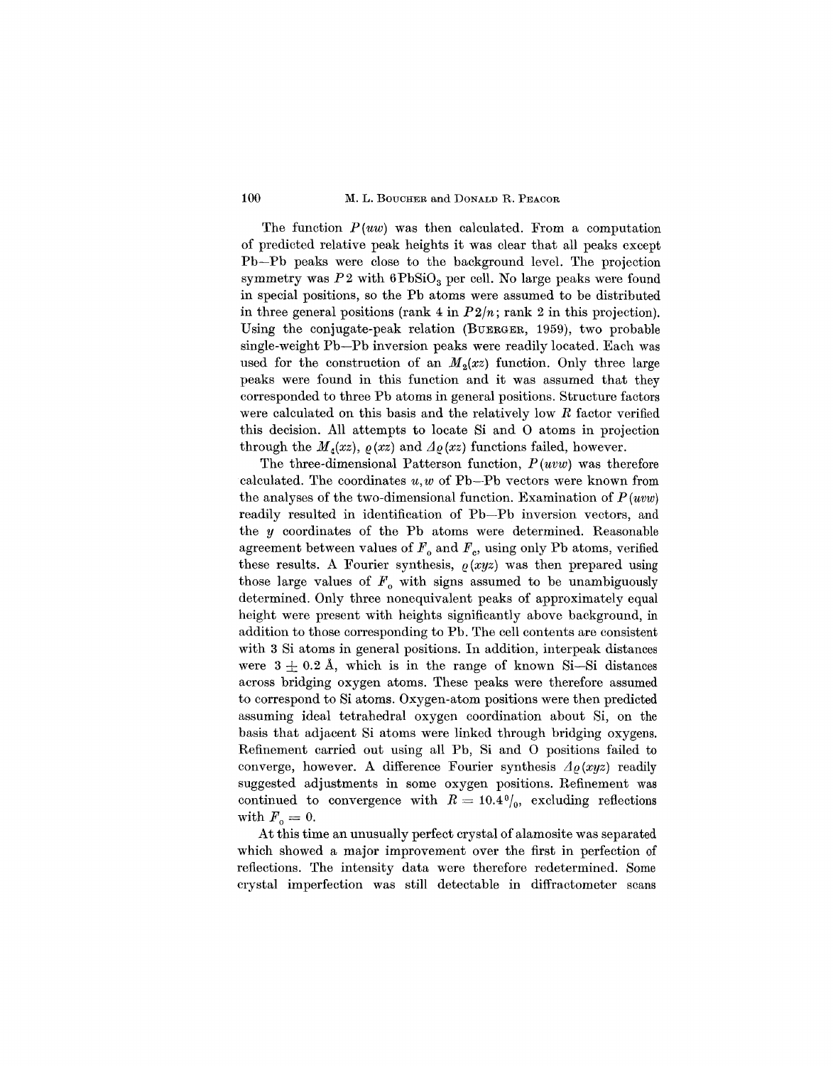The function $P(uw)$ was then calculated. From a computation of predicted relative peak heights it was clear that all peaks except Pb—Pb peaks were close to the background level. The projection symmetry was $P2$ with $6PbSiO_3$ per cell. No large peaks were found in special positions, so the Pb atoms were assumed to be distributed in three general positions (rank 4 in $P2/n$; rank 2 in this projection). Using the conjugate-peak relation (BUERGER, 1959), two probable single-weight Pb—Pb inversion peaks were readily located. Each was used for the construction of an $M_2(xz)$ function. Only three large peaks were found in this function and it was assumed that they corresponded to three Pb atoms in general positions. Structure factors were calculated on this basis and the relatively low $R$ factor verified this decision. All attempts to locate Si and O atoms in projection through the $M_2(xz)$, $\varrho(xz)$ and $\Delta\varrho(xz)$ functions failed, however.

The three-dimensional Patterson function, $P(uvw)$ was therefore calculated. The coordinates $u, w$ of Pb—Pb vectors were known from the analyses of the two-dimensional function. Examination of $P(uvw)$ readily resulted in identification of Pb—Pb inversion vectors, and the $y$ coordinates of the Pb atoms were determined. Reasonable agreement between values of $F_o$ and $F_c$, using only Pb atoms, verified these results. A Fourier synthesis, $\varrho(xyz)$ was then prepared using those large values of $F_o$ with signs assumed to be unambiguously determined. Only three nonequivalent peaks of approximately equal height were present with heights significantly above background, in addition to those corresponding to Pb. The cell contents are consistent with 3 Si atoms in general positions. In addition, interpeak distances were $3 \pm 0.2$ Å, which is in the range of known Si—Si distances across bridging oxygen atoms. These peaks were therefore assumed to correspond to Si atoms. Oxygen-atom positions were then predicted assuming ideal tetrahedral oxygen coordination about Si, on the basis that adjacent Si atoms were linked through bridging oxygens. Refinement carried out using all Pb, Si and O positions failed to converge, however. A difference Fourier synthesis $\Delta\varrho(xyz)$ readily suggested adjustments in some oxygen positions. Refinement was continued to convergence with $R = 10.4\%$, excluding reflections with $F_o = 0$.

At this time an unusually perfect crystal of alamosite was separated which showed a major improvement over the first in perfection of reflections. The intensity data were therefore redetermined. Some crystal imperfection was still detectable in diffractometer scans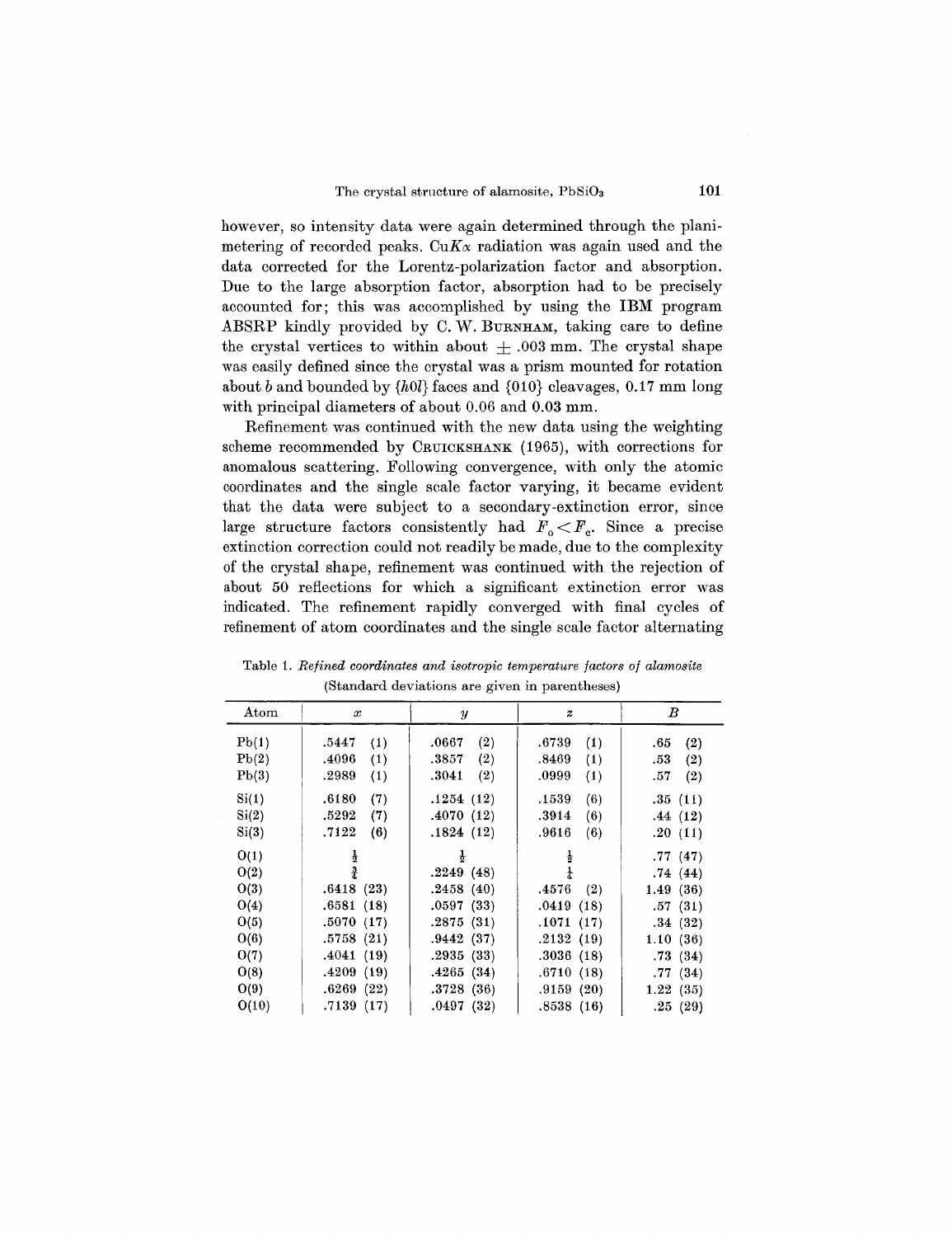however, so intensity data were again determined through the planimetering of recorded peaks. Cu$K\alpha$ radiation was again used and the data corrected for the Lorentz-polarization factor and absorption. Due to the large absorption factor, absorption had to be precisely accounted for; this was accomplished by using the IBM program ABSRP kindly provided by C. W. BURNHAM, taking care to define the crystal vertices to within about $\pm$ .003 mm. The crystal shape was easily defined since the crystal was a prism mounted for rotation about *b* and bounded by {*h*0*l*} faces and {010} cleavages, 0.17 mm long with principal diameters of about 0.06 and 0.03 mm.

Refinement was continued with the new data using the weighting scheme recommended by CRUICKSHANK (1965), with corrections for anomalous scattering. Following convergence, with only the atomic coordinates and the single scale factor varying, it became evident that the data were subject to a secondary-extinction error, since large structure factors consistently had $F_o < F_c$. Since a precise extinction correction could not readily be made, due to the complexity of the crystal shape, refinement was continued with the rejection of about 50 reflections for which a significant extinction error was indicated. The refinement rapidly converged with final cycles of refinement of atom coordinates and the single scale factor alternating

Table 1. *Refined coordinates and isotropic temperature factors of alamosite*
(Standard deviations are given in parentheses)

| Atom | $x$ | $y$ | $z$ | $B$ |
|---|---|---|---|---|
| Pb(1) | .5447 (1) | .0667 (2) | .6739 (1) | .65 (2) |
| Pb(2) | .4096 (1) | .3857 (2) | .8469 (1) | .53 (2) |
| Pb(3) | .2989 (1) | .3041 (2) | .0999 (1) | .57 (2) |
| Si(1) | .6180 (7) | .1254 (12) | .1539 (6) | .35 (11) |
| Si(2) | .5292 (7) | .4070 (12) | .3914 (6) | .44 (12) |
| Si(3) | .7122 (6) | .1824 (12) | .9616 (6) | .20 (11) |
| O(1) | $\frac{1}{2}$ | $\frac{1}{2}$ | $\frac{1}{2}$ | .77 (47) |
| O(2) | $\frac{3}{4}$ | .2249 (48) | $\frac{1}{4}$ | .74 (44) |
| O(3) | .6418 (23) | .2458 (40) | .4576 (2) | 1.49 (36) |
| O(4) | .6581 (18) | .0597 (33) | .0419 (18) | .57 (31) |
| O(5) | .5070 (17) | .2875 (31) | .1071 (17) | .34 (32) |
| O(6) | .5758 (21) | .9442 (37) | .2132 (19) | 1.10 (36) |
| O(7) | .4041 (19) | .2935 (33) | .3036 (18) | .73 (34) |
| O(8) | .4209 (19) | .4265 (34) | .6710 (18) | .77 (34) |
| O(9) | .6269 (22) | .3728 (36) | .9159 (20) | 1.22 (35) |
| O(10) | .7139 (17) | .0497 (32) | .8538 (16) | .25 (29) |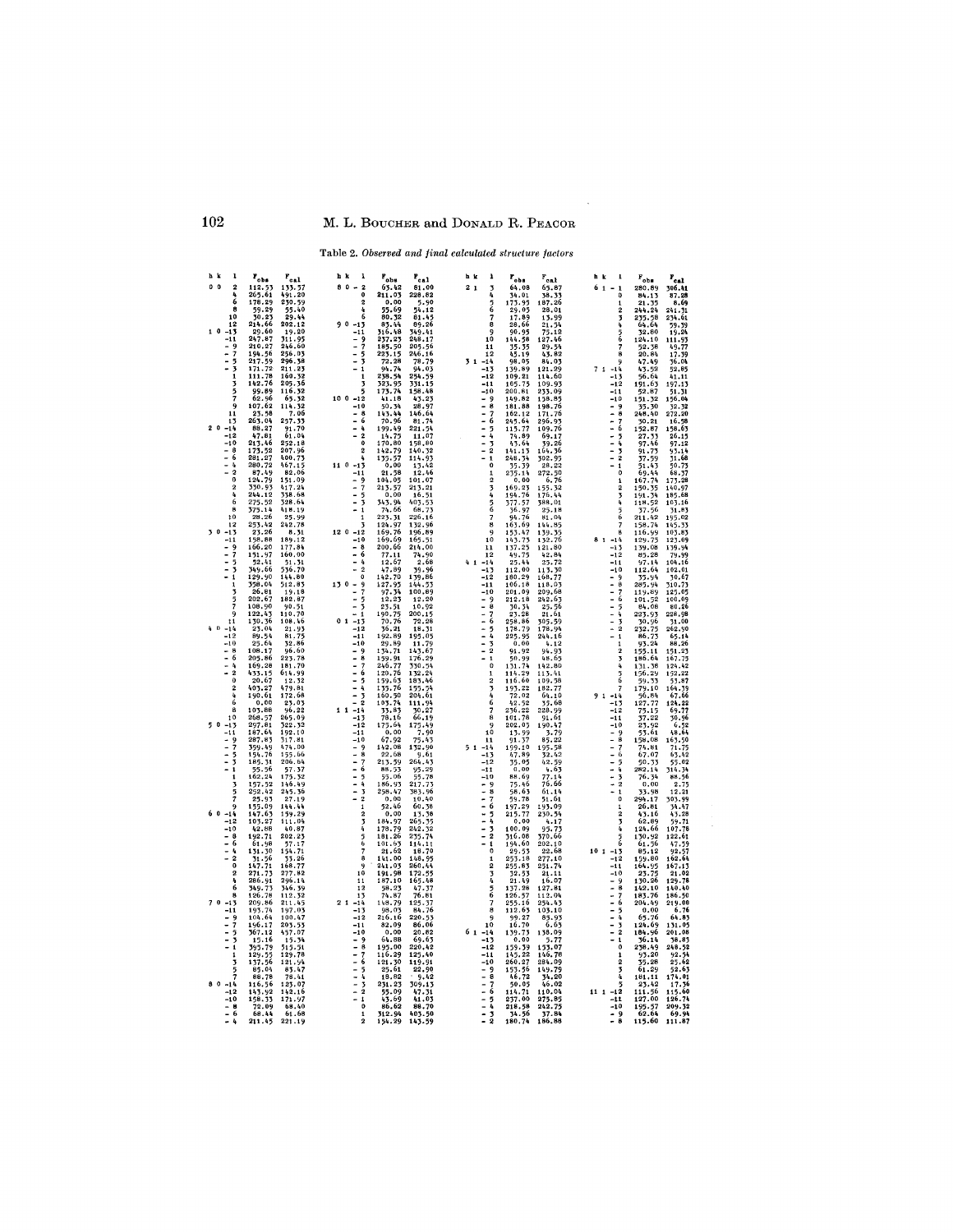Table 2. *Observed and final calculated structure factors*

| h k | l | $F_{obs}$ | $F_{cal}$ |
|---|---|---|---|
| 0 0 | 2 | 112.53 | 133.37 |
| | 4 | 265.61 | 491.20 |
| | 6 | 178.29 | 230.59 |
| | 8 | 59.29 | 55.40 |
| | 10 | 30.23 | 29.44 |
| | 12 | 214.66 | 202.12 |
| 1 0 | -13 | 29.60 | 19.20 |
| | -11 | 247.87 | 311.95 |
| | -9 | 210.27 | 246.60 |
| | -7 | 194.56 | 256.03 |
| | -5 | 217.59 | 296.38 |
| | -3 | 171.72 | 211.23 |
| | 1 | 111.78 | 160.32 |
| | 3 | 142.76 | 205.36 |
| | 5 | 99.89 | 116.32 |
| | 7 | 62.96 | 65.32 |
| | 9 | 107.62 | 114.32 |
| | 11 | 23.58 | 7.06 |
| | 13 | 263.04 | 237.33 |
| 2 0 | -14 | 88.27 | 91.70 |
| | -12 | 47.81 | 61.04 |
| | -10 | 213.46 | 252.18 |
| | -8 | 173.52 | 207.96 |
| | -6 | 281.27 | 400.73 |
| | -4 | 280.72 | 467.15 |
| | -2 | 87.49 | 82.06 |
| | 0 | 124.79 | 151.09 |
| | 2 | 330.93 | 417.24 |
| | 4 | 244.12 | 338.68 |
| | 6 | 275.52 | 328.64 |
| | 8 | 375.14 | 418.19 |
| | 10 | 28.26 | 25.99 |
| | 12 | 253.42 | 242.78 |
| 3 0 | -13 | 23.26 | 8.31 |
| | -11 | 158.88 | 189.12 |
| | -9 | 166.20 | 177.84 |
| | -7 | 151.97 | 160.00 |
| | -5 | 32.41 | 31.31 |
| | -3 | 349.66 | 536.70 |
| | -1 | 358.04 | 512.83 |
| | 3 | 26.81 | 19.18 |
| | 5 | 202.67 | 182.87 |
| | 7 | 108.90 | 90.51 |
| | 9 | 122.43 | 110.70 |
| | 11 | 130.36 | 108.46 |
| 4 0 | -14 | 23.04 | 21.93 |
| | -12 | 89.54 | 81.75 |
| | -10 | 25.64 | 32.86 |
| | -8 | 108.17 | 96.60 |
| | -6 | 205.86 | 223.78 |
| | -4 | 169.28 | 181.70 |
| | -2 | 433.15 | 614.99 |
| | 0 | 20.67 | 12.32 |
| | 2 | 403.27 | 479.81 |
| | 4 | 190.61 | 172.68 |
| | 6 | 0.00 | 23.03 |
| | 8 | 103.88 | 96.22 |
| | 10 | 268.57 | 265.09 |
| 5 0 | -13 | 297.81 | 322.32 |
| | -11 | 187.64 | 192.10 |
| | -9 | 287.83 | 317.81 |
| | -7 | 359.49 | 474.00 |
| | -5 | 154.76 | 155.66 |
| | -3 | 185.31 | 206.84 |
| | -1 | 55.56 | 57.37 |
| | 1 | 162.24 | 175.32 |
| | 3 | 157.52 | 146.49 |
| | 5 | 252.42 | 245.36 |
| | 7 | 25.93 | 27.19 |
| | 9 | 155.09 | 144.44 |
| 6 0 | -14 | 147.63 | 139.29 |
| | -12 | 103.27 | 111.04 |
| | -10 | 42.88 | 40.87 |
| | -8 | 192.71 | 202.23 |
| | -6 | 61.98 | 57.17 |
| | -4 | 131.30 | 154.71 |
| | -2 | 31.56 | 33.26 |
| | 0 | 147.71 | 168.77 |
| | 2 | 271.73 | 277.82 |
| | 4 | 286.91 | 296.14 |
| | 6 | 349.73 | 346.39 |
| | 8 | 126.78 | 112.32 |
| 7 0 | -13 | 209.86 | 211.45 |
| | -11 | 193.74 | 197.03 |
| | -9 | 104.64 | 100.47 |
| | -7 | 196.17 | 203.53 |
| | -5 | 367.12 | 457.07 |
| | -3 | 15.16 | 15.34 |
| | -1 | 395.79 | 515.51 |
| | 1 | 129.55 | 129.78 |
| | 3 | 137.56 | 121.94 |
| | 5 | 85.04 | 83.47 |
| | 7 | 88.78 | 78.41 |
| 8 0 | -14 | 116.56 | 123.07 |
| | -12 | 143.92 | 142.16 |
| | -10 | 158.33 | 171.97 |
| | -8 | 72.09 | 68.40 |
| | -6 | 68.44 | 61.68 |
| | -4 | 211.45 | 221.19 |
| 8 0 | -2 | 63.42 | 81.00 |
| | 0 | 211.03 | 228.82 |
| | 2 | 0.00 | 5.90 |
| | 4 | 55.69 | 54.12 |
| | 6 | 80.32 | 81.45 |
| 9 0 | -13 | 83.44 | 89.26 |
| | -11 | 316.48 | 349.41 |
| | -9 | 237.23 | 248.17 |
| | -7 | 185.50 | 205.56 |
| | -5 | 223.15 | 246.16 |
| | -3 | 72.28 | 78.79 |
| | -1 | 94.74 | 94.03 |
| | 1 | 238.54 | 254.59 |
| | 3 | 323.95 | 331.15 |
| | 5 | 173.74 | 158.48 |
| 10 0 | -12 | 41.18 | 43.23 |
| | -10 | 50.34 | 28.97 |
| | -8 | 143.44 | 146.64 |
| | -6 | 70.96 | 81.74 |
| | -4 | 199.49 | 221.54 |
| | -2 | 14.75 | 11.07 |
| | 0 | 170.80 | 158.80 |
| | 2 | 142.79 | 140.32 |
| | 4 | 135.57 | 114.93 |
| 11 0 | -13 | 0.00 | 13.42 |
| | -11 | 21.58 | 12.46 |
| | -9 | 104.05 | 101.07 |
| | -7 | 213.57 | 213.21 |
| | -5 | 0.00 | 16.51 |
| | -3 | 343.94 | 403.53 |
| | -1 | 74.66 | 68.73 |
| | 1 | 223.31 | 226.16 |
| | 3 | 124.97 | 132.96 |
| 12 0 | -12 | 169.76 | 196.89 |
| | -10 | 169.69 | 165.51 |
| | -8 | 200.66 | 214.00 |
| | -6 | 77.11 | 74.90 |
| | -4 | 12.67 | 2.68 |
| | -2 | 47.89 | 39.96 |
| | 0 | 142.70 | 139.86 |
| 13 0 | -9 | 127.95 | 144.53 |
| | -7 | 97.34 | 100.89 |
| | -5 | 12.23 | 12.20 |
| | -3 | 23.51 | 10.92 |
| | -1 | 190.75 | 200.15 |
| 0 1 | -13 | 70.76 | 72.28 |
| | -12 | 36.21 | 18.31 |
| | -11 | 192.89 | 195.05 |
| | -10 | 29.89 | 11.79 |
| | -9 | 134.71 | 143.67 |
| | -8 | 159.91 | 176.29 |
| | -7 | 246.77 | 330.54 |
| | -6 | 120.76 | 132.24 |
| | -5 | 159.63 | 183.46 |
| | -4 | 133.76 | 155.54 |
| | -3 | 160.30 | 204.61 |
| | -2 | 103.74 | 111.94 |
| 1 1 | -14 | 33.83 | 30.27 |
| | -13 | 78.16 | 66.19 |
| | -12 | 175.64 | 175.49 |
| | -11 | 0.00 | 7.90 |
| | -10 | 67.92 | 75.43 |
| | -9 | 142.08 | 132.90 |
| | -8 | 22.68 | 9.61 |
| | -7 | 213.59 | 264.43 |
| | -6 | 88.53 | 95.29 |
| | -5 | 55.06 | 55.78 |
| | -4 | 186.93 | 217.73 |
| | -3 | 258.47 | 383.96 |
| | -2 | 0.00 | 10.40 |
| | 1 | 52.46 | 60.38 |
| | 2 | 0.00 | 13.38 |
| | 3 | 184.97 | 265.35 |
| | 4 | 178.79 | 242.32 |
| | 5 | 181.26 | 235.74 |
| | 6 | 101.63 | 114.11 |
| | 7 | 21.62 | 18.70 |
| | 8 | 141.00 | 148.95 |
| | 9 | 241.03 | 260.44 |
| | 10 | 191.98 | 172.55 |
| | 11 | 187.10 | 165.48 |
| | 12 | 58.23 | 47.37 |
| | 13 | 74.87 | 76.81 |
| 2 1 | -14 | 148.79 | 125.37 |
| | -13 | 98.03 | 84.76 |
| | -12 | 216.16 | 220.53 |
| | -11 | 82.09 | 86.06 |
| | -10 | 0.00 | 20.82 |
| | -9 | 64.88 | 69.63 |
| | -8 | 195.00 | 220.42 |
| | -7 | 116.29 | 125.40 |
| | -6 | 121.30 | 119.91 |
| | -5 | 25.61 | 22.90 |
| | -4 | 19.82 | 9.42 |
| | -3 | 231.23 | 309.13 |
| | -2 | 55.09 | 47.31 |
| | -1 | 43.69 | 41.03 |
| | 0 | 86.62 | 88.70 |
| | 1 | 312.94 | 403.50 |
| | 2 | 154.29 | 143.59 |
| 2 1 | 3 | 64.08 | 65.87 |
| | 4 | 34.01 | 38.33 |
| | 5 | 173.93 | 187.26 |
| | 6 | 29.05 | 28.01 |
| | 7 | 17.89 | 13.99 |
| | 8 | 28.66 | 21.54 |
| | 9 | 90.95 | 75.12 |
| | 10 | 144.58 | 127.46 |
| | 11 | 35.35 | 29.54 |
| | 12 | 45.19 | 43.82 |
| 3 1 | -14 | 98.05 | 84.03 |
| | -13 | 139.89 | 121.89 |
| | -12 | 109.21 | 114.60 |
| | -11 | 105.75 | 109.93 |
| | -10 | 200.81 | 233.09 |
| | -9 | 149.82 | 158.85 |
| | -8 | 181.88 | 198.76 |
| | -7 | 162.12 | 171.76 |
| | -6 | 245.64 | 296.93 |
| | -5 | 115.77 | 109.76 |
| | -4 | 74.89 | 69.17 |
| | -3 | 43.64 | 39.26 |
| | -2 | 141.13 | 164.36 |
| | -1 | 248.34 | 302.95 |
| | 0 | 35.39 | 28.22 |
| | 1 | 235.14 | 272.50 |
| | 2 | 0.00 | 6.76 |
| | 3 | 169.23 | 155.32 |
| | 4 | 194.76 | 176.44 |
| | 5 | 377.57 | 388.01 |
| | 6 | 36.97 | 25.18 |
| | 7 | 94.76 | 81.04 |
| | 8 | 163.69 | 144.85 |
| | 9 | 153.47 | 139.35 |
| | 10 | 143.73 | 132.76 |
| | 11 | 137.25 | 121.80 |
| | 12 | 49.75 | 42.84 |
| 4 1 | -14 | 25.44 | 23.72 |
| | -13 | 112.00 | 113.30 |
| | -12 | 180.29 | 168.77 |
| | -11 | 106.18 | 118.03 |
| | -10 | 201.09 | 209.68 |
| | -9 | 212.18 | 242.63 |
| | -8 | 30.34 | 25.56 |
| | -7 | 23.28 | 21.61 |
| | -6 | 258.86 | 305.59 |
| | -5 | 178.79 | 178.94 |
| | -4 | 225.95 | 244.16 |
| | -3 | 0.00 | 4.12 |
| | -2 | 91.92 | 94.93 |
| | -1 | 50.99 | 48.65 |
| | 0 | 131.74 | 142.80 |
| | 1 | 114.29 | 113.41 |
| | 2 | 116.60 | 109.38 |
| | 3 | 193.22 | 182.77 |
| | 4 | 72.02 | 64.10 |
| | 6 | 42.52 | 35.68 |
| | 7 | 236.22 | 228.99 |
| | 8 | 101.78 | 91.61 |
| | 9 | 202.05 | 190.47 |
| | 10 | 13.99 | 3.79 |
| | 11 | 91.37 | 85.22 |
| 5 1 | -14 | 199.10 | 195.58 |
| | -13 | 47.89 | 32.42 |
| | -12 | 35.05 | 42.59 |
| | -11 | 0.00 | 4.63 |
| | -10 | 88.69 | 77.14 |
| | -9 | 75.46 | 76.66 |
| | -8 | 58.63 | 61.14 |
| | -7 | 59.78 | 51.61 |
| | -6 | 197.29 | 193.09 |
| | -5 | 215.77 | 230.54 |
| | -4 | 0.00 | 4.17 |
| | -3 | 100.09 | 95.73 |
| | -2 | 316.08 | 370.66 |
| | -1 | 194.60 | 202.10 |
| | 0 | 29.53 | 22.68 |
| | 1 | 253.18 | 277.10 |
| | 2 | 255.83 | 231.74 |
| | 3 | 32.53 | 21.11 |
| | 4 | 21.49 | 16.07 |
| | 5 | 137.28 | 127.81 |
| | 6 | 126.57 | 112.04 |
| | 7 | 255.16 | 254.43 |
| | 8 | 112.63 | 103.10 |
| | 9 | 99.27 | 83.93 |
| | 10 | 16.70 | 6.63 |
| 6 1 | -14 | 139.73 | 138.09 |
| | -13 | 0.00 | 5.77 |
| | -12 | 159.39 | 153.07 |
| | -11 | 145.22 | 146.78 |
| | -10 | 260.27 | 284.09 |
| | -9 | 153.56 | 149.79 |
| | -8 | 46.72 | 34.20 |
| | -7 | 50.05 | 46.02 |
| | -6 | 114.71 | 110.04 |
| | -5 | 237.00 | 275.85 |
| | -4 | 218.58 | 242.75 |
| | -3 | 34.56 | 37.84 |
| | -2 | 180.74 | 186.88 |
| 6 1 | -1 | 280.89 | 306.41 |
| | 0 | 84.13 | 87.28 |
| | 1 | 21.35 | 8.69 |
| | 2 | 244.24 | 241.31 |
| | 3 | 235.58 | 234.61 |
| | 4 | 64.64 | 59.39 |
| | 5 | 32.80 | 19.24 |
| | 6 | 124.10 | 111.53 |
| | 7 | 52.38 | 49.77 |
| | 8 | 20.84 | 17.39 |
| | 9 | 47.49 | 36.04 |
| 7 1 | -14 | 43.52 | 52.85 |
| | -13 | 56.64 | 41.11 |
| | -12 | 191.63 | 197.13 |
| | -11 | 52.87 | 51.31 |
| | -10 | 151.32 | 156.04 |
| | -9 | 35.30 | 32.32 |
| | -8 | 248.40 | 272.20 |
| | -7 | 30.21 | 16.58 |
| | -6 | 152.87 | 158.63 |
| | -5 | 27.33 | 26.15 |
| | -4 | 97.46 | 97.12 |
| | -3 | 91.75 | 93.14 |
| | -2 | 37.59 | 31.68 |
| | -1 | 51.43 | 50.73 |
| | 0 | 69.44 | 68.37 |
| | 1 | 167.74 | 173.28 |
| | 2 | 150.35 | 140.97 |
| | 3 | 191.34 | 185.68 |
| | 4 | 114.52 | 103.16 |
| | 5 | 37.56 | 31.83 |
| | 6 | 211.42 | 195.02 |
| | 7 | 158.74 | 145.33 |
| | 8 | 116.99 | 103.83 |
| 8 1 | -14 | 129.73 | 123.09 |
| | -13 | 139.08 | 139.94 |
| | -12 | 83.28 | 79.99 |
| | -11 | 97.14 | 104.16 |
| | -10 | 112.64 | 102.01 |
| | -9 | 35.94 | 30.67 |
| | -8 | 285.94 | 310.73 |
| | -7 | 119.89 | 125.05 |
| | -6 | 101.52 | 100.09 |
| | -5 | 84.08 | 80.26 |
| | -4 | 223.93 | 228.98 |
| | -3 | 30.96 | 31.00 |
| | -2 | 232.75 | 262.90 |
| | -1 | 86.73 | 65.14 |
| | 1 | 93.24 | 88.26 |
| | 2 | 155.11 | 151.23 |
| | 3 | 186.64 | 167.75 |
| | 4 | 131.38 | 124.42 |
| | 5 | 156.29 | 152.22 |
| | 6 | 59.33 | 53.87 |
| | 7 | 179.10 | 164.39 |
| 9 1 | -14 | 56.84 | 67.66 |
| | -13 | 127.77 | 124.22 |
| | -12 | 75.15 | 69.77 |
| | -11 | 37.22 | 30.96 |
| | -10 | 23.92 | 6.52 |
| | -9 | 53.61 | 48.64 |
| | -8 | 158.08 | 163.50 |
| | -7 | 74.81 | 71.75 |
| | -6 | 67.07 | 63.42 |
| | -5 | 50.33 | 55.02 |
| | -4 | 282.14 | 314.34 |
| | -3 | 76.34 | 88.56 |
| | -2 | 0.00 | 2.75 |
| | -1 | 33.98 | 12.21 |
| | 0 | 294.17 | 303.99 |
| | 1 | 26.81 | 34.47 |
| | 2 | 43.16 | 43.28 |
| | 3 | 62.89 | 59.71 |
| | 4 | 124.66 | 107.78 |
| | 5 | 130.92 | 122.61 |
| | 6 | 61.56 | 47.59 |
| 10 1 | -13 | 85.12 | 92.57 |
| | -12 | 159.80 | 162.64 |
| | -11 | 164.95 | 167.13 |
| | -10 | 23.75 | 21.02 |
| | -9 | 130.26 | 129.78 |
| | -8 | 142.10 | 140.40 |
| | -7 | 183.76 | 186.50 |
| | -6 | 204.49 | 219.00 |
| | -5 | 0.00 | 6.76 |
| | -4 | 65.76 | 64.83 |
| | -3 | 124.69 | 131.05 |
| | -2 | 184.96 | 201.08 |
| | -1 | 36.14 | 38.83 |
| | 0 | 238.49 | 248.52 |
| | 1 | 93.20 | 92.54 |
| | 2 | 35.28 | 25.62 |
| | 3 | 61.29 | 52.63 |
| | 4 | 181.11 | 174.01 |
| | 5 | 23.42 | 17.36 |
| 11 1 | -12 | 111.56 | 115.60 |
| | -11 | 127.00 | 126.74 |
| | -10 | 195.57 | 209.32 |
| | -9 | 62.64 | 69.94 |
| | -8 | 115.60 | 111.87 |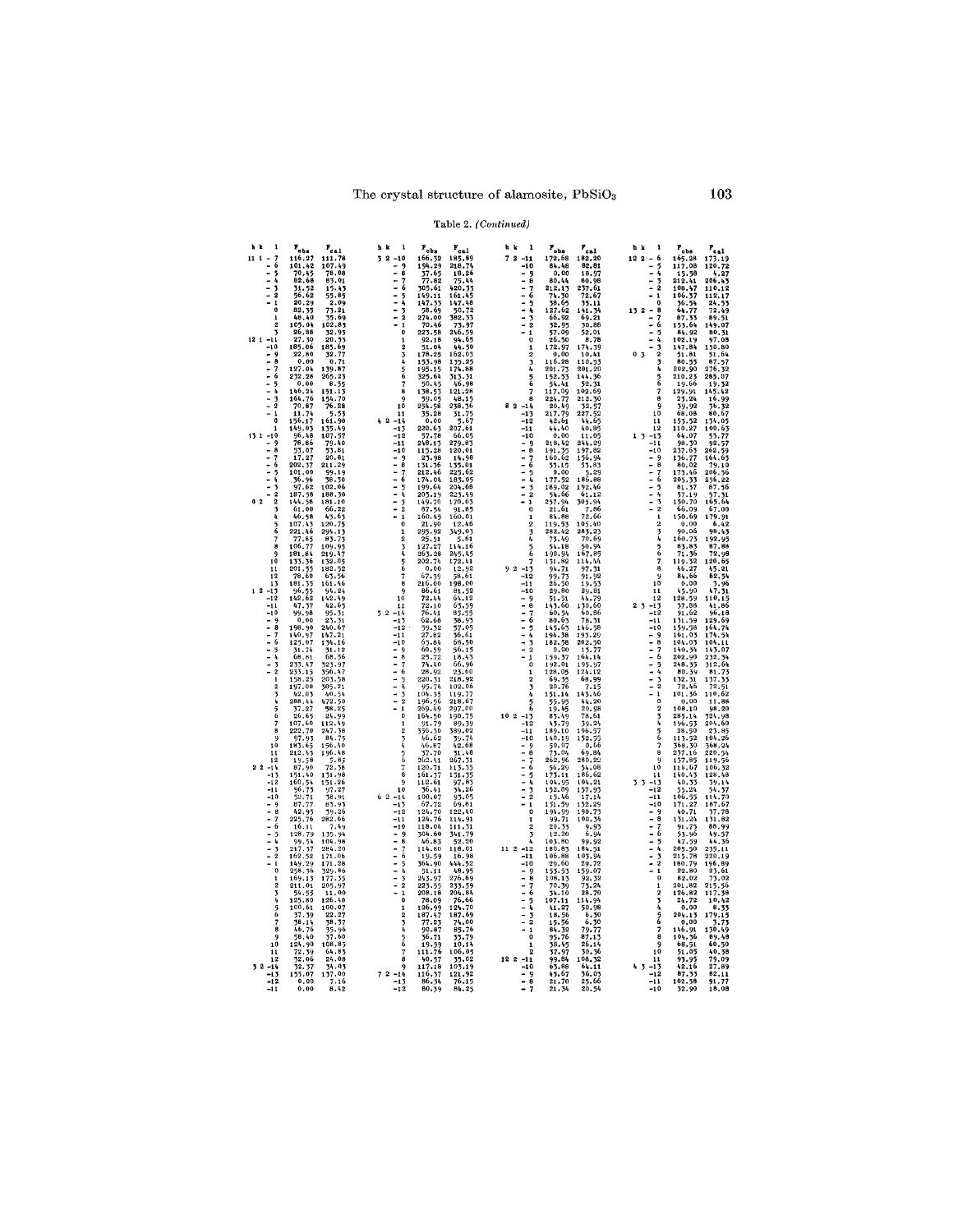Table 2. *(Continued)*

| h k l | $F_{obs}$ | $F_{cal}$ |
|---|---|---|
| 11 1 -7 | 116.27 | 111.78 |
| -6 | 101.42 | 107.49 |
| -5 | 70.45 | 78.08 |
| -4 | 82.68 | 83.01 |
| -3 | 31.52 | 15.43 |
| -2 | 56.62 | 55.85 |
| -1 | 20.29 | 2.09 |
| 0 | 82.33 | 73.21 |
| 1 | 48.40 | 35.69 |
| 2 | 105.04 | 102.83 |
| 3 | 26.88 | 32.93 |
| 12 1 -11 | 27.30 | 20.53 |
| -10 | 185.06 | 185.69 |
| -9 | 22.80 | 32.77 |
| -8 | 0.00 | 0.71 |
| -7 | 127.04 | 139.87 |
| -6 | 232.28 | 265.23 |
| -5 | 0.00 | 8.55 |
| -4 | 146.24 | 151.13 |
| -3 | 164.76 | 154.70 |
| -2 | 70.87 | 76.28 |
| -1 | 11.74 | 5.53 |
| 0 | 156.17 | 161.90 |
| 1 | 149.03 | 135.49 |
| 13 1 -10 | 96.48 | 107.57 |
| -9 | 78.86 | 79.40 |
| -8 | 53.07 | 53.81 |
| -7 | 17.27 | 20.81 |
| -6 | 202.37 | 211.29 |
| -5 | 101.00 | 59.19 |
| -4 | 36.96 | 38.70 |
| -3 | 97.62 | 102.06 |
| -2 | 187.58 | 188.30 |
| 0 2 2 | 144.58 | 181.10 |
| 3 | 61.00 | 66.22 |
| 4 | 46.58 | 43.63 |
| 5 | 107.43 | 120.75 |
| 6 | 221.46 | 294.13 |
| 7 | 77.85 | 83.73 |
| 8 | 106.77 | 109.95 |
| 9 | 181.84 | 219.47 |
| 10 | 133.36 | 132.05 |
| 11 | 201.55 | 182.52 |
| 12 | 78.60 | 63.56 |
| 13 | 181.33 | 161.46 |
| 1 2 -13 | 96.55 | 94.24 |
| -12 | 142.62 | 142.49 |
| -11 | 47.37 | 42.63 |
| -10 | 99.98 | 95.31 |
| -9 | 0.00 | 23.31 |
| -8 | 198.90 | 240.67 |
| -7 | 140.97 | 147.21 |
| -6 | 125.07 | 134.16 |
| -5 | 31.74 | 31.12 |
| -4 | 68.81 | 68.56 |
| -3 | 233.47 | 323.97 |
| -2 | 233.15 | 356.47 |
| 1 | 158.25 | 203.58 |
| 2 | 197.00 | 305.21 |
| 3 | 42.03 | 40.54 |
| 4 | 288.44 | 472.50 |
| 5 | 37.27 | 58.25 |
| 6 | 26.65 | 24.99 |
| 7 | 107.60 | 112.49 |
| 8 | 222.70 | 247.38 |
| 9 | 97.93 | 84.75 |
| 10 | 183.65 | 156.40 |
| 11 | 212.43 | 196.48 |
| 12 | 13.58 | 5.85 |
| 2 2 -14 | 87.90 | 72.38 |
| -13 | 151.40 | 131.98 |
| -12 | 160.54 | 151.26 |
| -11 | 96.73 | 97.27 |
| -10 | 52.71 | 38.91 |
| -9 | 87.77 | 83.93 |
| -8 | 42.95 | 39.26 |
| -7 | 225.76 | 282.66 |
| -6 | 16.11 | 7.49 |
| -5 | 128.79 | 135.94 |
| -4 | 99.54 | 104.98 |
| -3 | 217.37 | 284.20 |
| -2 | 162.52 | 171.06 |
| -1 | 149.29 | 171.28 |
| 0 | 258.36 | 329.86 |
| 1 | 169.13 | 177.35 |
| 2 | 211.01 | 205.97 |
| 3 | 54.55 | 11.00 |
| 4 | 125.80 | 126.40 |
| 5 | 100.61 | 100.07 |
| 6 | 37.39 | 22.27 |
| 7 | 38.14 | 38.37 |
| 8 | 46.76 | 35.96 |
| 9 | 58.40 | 37.60 |
| 10 | 124.90 | 108.85 |
| 11 | 72.39 | 64.83 |
| 12 | 32.06 | 24.08 |
| 3 2 -14 | 32.37 | 34.03 |
| -13 | 153.07 | 137.00 |
| -12 | 0.00 | 7.16 |
| -11 | 0.00 | 8.42 |
| 3 2 -10 | 166.32 | 185.89 |
| -9 | 194.29 | 218.74 |
| -8 | 37.65 | 18.26 |
| -7 | 77.82 | 75.44 |
| -6 | 305.61 | 420.33 |
| -5 | 149.11 | 161.45 |
| -4 | 147.33 | 147.48 |
| -3 | 58.69 | 50.72 |
| -2 | 274.00 | 382.33 |
| -1 | 70.46 | 73.97 |
| 0 | 223.58 | 246.59 |
| 1 | 92.18 | 94.65 |
| 2 | 51.04 | 44.50 |
| 3 | 178.25 | 162.05 |
| 4 | 153.98 | 135.25 |
| 5 | 195.15 | 174.88 |
| 6 | 325.64 | 313.31 |
| 7 | 50.45 | 46.98 |
| 8 | 138.53 | 121.28 |
| 9 | 59.05 | 48.15 |
| 10 | 254.58 | 238.36 |
| 11 | 33.28 | 31.75 |
| 4 2 -14 | 0.00 | 5.67 |
| -13 | 220.63 | 207.61 |
| -12 | 57.78 | 66.05 |
| -11 | 248.13 | 279.83 |
| -10 | 115.28 | 120.01 |
| -9 | 23.98 | 14.98 |
| -8 | 131.36 | 135.01 |
| -7 | 212.46 | 225.62 |
| -6 | 174.04 | 185.05 |
| -5 | 199.64 | 204.68 |
| -4 | 205.19 | 223.49 |
| -3 | 149.78 | 170.63 |
| -2 | 87.54 | 91.85 |
| -1 | 160.43 | 160.01 |
| 0 | 21.90 | 12.46 |
| 1 | 295.92 | 349.03 |
| 2 | 25.51 | 5.61 |
| 3 | 127.27 | 114.16 |
| 4 | 263.28 | 245.45 |
| 5 | 202.74 | 172.41 |
| 6 | 0.00 | 12.92 |
| 7 | 67.35 | 58.61 |
| 8 | 216.00 | 198.00 |
| 9 | 86.61 | 81.52 |
| 10 | 72.44 | 64.12 |
| 11 | 72.10 | 63.59 |
| 5 2 -14 | 76.41 | 85.55 |
| -13 | 62.68 | 58.95 |
| -12 | 59.32 | 57.05 |
| -11 | 27.82 | 36.61 |
| -10 | 65.84 | 68.50 |
| -9 | 60.59 | 56.15 |
| -8 | 25.72 | 18.43 |
| -7 | 74.40 | 66.96 |
| -6 | 28.92 | 23.60 |
| -5 | 220.31 | 218.92 |
| -4 | 95.74 | 102.06 |
| -3 | 104.33 | 119.77 |
| -2 | 196.56 | 218.67 |
| -1 | 269.49 | 297.00 |
| 0 | 164.50 | 190.73 |
| 1 | 91.79 | 89.39 |
| 2 | 356.30 | 389.02 |
| 3 | 46.62 | 39.74 |
| 4 | 46.87 | 42.68 |
| 5 | 37.70 | 31.48 |
| 6 | 262.41 | 267.31 |
| 7 | 120.71 | 113.35 |
| 8 | 161.37 | 151.35 |
| 9 | 112.61 | 97.83 |
| 10 | 36.41 | 34.26 |
| 6 2 -14 | 100.07 | 93.05 |
| -13 | 67.72 | 69.81 |
| -12 | 124.70 | 122.40 |
| -11 | 124.76 | 114.91 |
| -10 | 118.04 | 111.31 |
| -9 | 304.60 | 341.79 |
| -8 | 46.83 | 52.20 |
| -7 | 114.80 | 118.01 |
| -6 | 19.59 | 16.98 |
| -5 | 364.90 | 444.52 |
| -4 | 51.11 | 48.95 |
| -3 | 243.97 | 276.69 |
| -2 | 223.55 | 235.59 |
| -1 | 208.18 | 204.84 |
| 0 | 78.09 | 76.66 |
| 1 | 126.99 | 124.70 |
| 2 | 187.47 | 187.69 |
| 3 | 77.23 | 74.00 |
| 4 | 90.87 | 85.76 |
| 5 | 36.71 | 33.79 |
| 6 | 19.39 | 10.14 |
| 7 | 111.76 | 106.05 |
| 8 | 40.57 | 35.02 |
| 9 | 117.18 | 103.19 |
| 7 2 -14 | 116.37 | 121.92 |
| -13 | 86.34 | 76.15 |
| -12 | 80.39 | 84.25 |
| 7 2 -11 | 172.68 | 182.20 |
| -10 | 84.48 | 82.81 |
| -9 | 0.00 | 18.97 |
| -8 | 80.44 | 80.98 |
| -7 | 212.13 | 237.61 |
| -6 | 74.30 | 72.67 |
| -5 | 38.65 | 35.11 |
| -4 | 127.62 | 141.34 |
| -3 | 66.92 | 69.21 |
| -2 | 32.95 | 30.88 |
| -1 | 57.09 | 52.01 |
| 0 | 26.50 | 8.78 |
| 1 | 172.97 | 174.39 |
| 2 | 0.00 | 10.41 |
| 3 | 116.28 | 110.53 |
| 4 | 201.73 | 201.20 |
| 5 | 152.53 | 144.36 |
| 6 | 54.41 | 52.31 |
| 7 | 117.09 | 102.69 |
| 8 | 224.77 | 212.30 |
| 8 2 -14 | 20.49 | 32.57 |
| -13 | 217.79 | 227.52 |
| -12 | 42.61 | 44.65 |
| -11 | 44.40 | 40.85 |
| -10 | 0.00 | 11.05 |
| -9 | 218.42 | 244.29 |
| -8 | 191.35 | 197.82 |
| -7 | 160.62 | 156.94 |
| -6 | 53.15 | 53.83 |
| -5 | 0.00 | 6.29 |
| -4 | 177.52 | 186.88 |
| -3 | 189.02 | 192.46 |
| -2 | 54.66 | 61.12 |
| -1 | 257.94 | 303.94 |
| 0 | 21.61 | 7.86 |
| 1 | 84.88 | 72.66 |
| 2 | 119.53 | 105.40 |
| 3 | 282.42 | 283.23 |
| 4 | 73.49 | 70.69 |
| 5 | 54.18 | 50.94 |
| 6 | 190.94 | 167.85 |
| 7 | 131.82 | 114.44 |
| 9 2 -13 | 94.71 | 97.31 |
| -12 | 99.73 | 91.92 |
| -11 | 26.50 | 19.53 |
| -10 | 29.80 | 29.81 |
| -9 | 51.31 | 44.79 |
| -8 | 143.60 | 130.60 |
| -7 | 60.34 | 60.86 |
| -6 | 80.63 | 78.31 |
| -5 | 145.63 | 146.38 |
| -4 | 194.38 | 193.20 |
| -3 | 182.58 | 202.30 |
| -2 | 0.00 | 13.77 |
| -1 | 159.37 | 164.14 |
| 0 | 192.01 | 195.97 |
| 1 | 128.05 | 124.12 |
| 2 | 69.35 | 68.99 |
| 3 | 20.76 | 7.15 |
| 4 | 151.14 | 143.46 |
| 5 | 55.95 | 44.20 |
| 6 | 19.45 | 20.98 |
| 10 2 -13 | 83.49 | 78.61 |
| -12 | 43.79 | 39.24 |
| -11 | 189.10 | 196.57 |
| -10 | 140.19 | 152.55 |
| -9 | 50.07 | 0.66 |
| -8 | 73.04 | 69.84 |
| -7 | 262.96 | 280.20 |
| -6 | 56.29 | 54.08 |
| -5 | 173.11 | 186.62 |
| -4 | 104.95 | 104.21 |
| -3 | 152.89 | 157.93 |
| -2 | 15.46 | 17.14 |
| -1 | 131.39 | 132.29 |
| 0 | 194.99 | 190.73 |
| 1 | 99.71 | 100.34 |
| 2 | 20.33 | 9.93 |
| 3 | 12.20 | 6.94 |
| 4 | 103.80 | 99.92 |
| 11 2 -12 | 180.83 | 184.31 |
| -11 | 106.88 | 103.94 |
| -10 | 29.60 | 29.72 |
| -9 | 153.53 | 159.07 |
| -8 | 108.13 | 92.32 |
| -7 | 70.39 | 73.24 |
| -6 | 34.10 | 28.70 |
| -5 | 107.11 | 114.94 |
| -4 | 41.27 | 50.98 |
| -3 | 18.56 | 6.30 |
| -2 | 15.36 | 6.30 |
| -1 | 84.32 | 79.77 |
| 0 | 95.76 | 87.13 |
| 1 | 38.45 | 26.14 |
| 2 | 37.97 | 30.36 |
| 12 2 -11 | 99.84 | 108.32 |
| -10 | 63.88 | 64.11 |
| -9 | 45.67 | 36.03 |
| -8 | 21.70 | 25.66 |
| -7 | 21.34 | 20.54 |
| 12 2 -6 | 165.28 | 173.19 |
| -5 | 117.08 | 120.72 |
| -4 | 15.58 | 4.27 |
| -3 | 212.41 | 206.43 |
| -2 | 108.47 | 110.12 |
| -1 | 106.37 | 112.17 |
| 0 | 36.54 | 24.53 |
| 13 2 -8 | 64.77 | 72.49 |
| -7 | 87.33 | 89.51 |
| -6 | 153.64 | 149.07 |
| -5 | 84.92 | 80.31 |
| -4 | 102.19 | 97.08 |
| -3 | 147.84 | 150.80 |
| 0 3 2 | 51.81 | 51.64 |
| 3 | 80.55 | 87.57 |
| 4 | 202.90 | 276.32 |
| 5 | 210.23 | 285.07 |
| 6 | 19.66 | 19.32 |
| 7 | 129.91 | 145.42 |
| 8 | 23.24 | 16.99 |
| 9 | 39.92 | 36.32 |
| 10 | 68.08 | 80.67 |
| 11 | 153.52 | 134.05 |
| 12 | 110.27 | 100.63 |
| 1 3 -13 | 64.07 | 53.77 |
| -11 | 98.30 | 92.57 |
| -10 | 237.63 | 262.59 |
| -9 | 136.77 | 164.63 |
| -8 | 80.02 | 79.10 |
| -7 | 173.46 | 206.36 |
| -6 | 205.33 | 236.22 |
| -5 | 81.37 | 87.56 |
| -4 | 57.19 | 57.31 |
| -3 | 150.70 | 165.64 |
| -2 | 66.09 | 67.00 |
| 1 | 150.69 | 179.91 |
| 2 | 0.00 | 6.42 |
| 3 | 90.06 | 98.43 |
| 4 | 160.73 | 192.95 |
| 5 | 83.83 | 87.88 |
| 6 | 71.36 | 72.98 |
| 7 | 119.32 | 120.65 |
| 8 | 46.27 | 43.21 |
| 9 | 84.66 | 82.34 |
| 10 | 0.00 | 3.96 |
| 11 | 45.90 | 47.31 |
| 12 | 128.59 | 110.13 |
| 2 3 -13 | 37.88 | 41.86 |
| -12 | 91.62 | 96.18 |
| -11 | 131.59 | 129.69 |
| -10 | 159.58 | 164.74 |
| -9 | 161.03 | 174.54 |
| -8 | 104.03 | 104.11 |
| -7 | 140.34 | 143.07 |
| -6 | 202.90 | 232.34 |
| -5 | 248.33 | 312.64 |
| -4 | 80.39 | 81.73 |
| -3 | 132.31 | 137.33 |
| -2 | 72.46 | 72.51 |
| -1 | 101.36 | 110.62 |
| 0 | 0.00 | 11.88 |
| 2 | 108.10 | 98.20 |
| 3 | 283.14 | 324.98 |
| 4 | 196.53 | 204.60 |
| 5 | 28.50 | 23.85 |
| 6 | 113.52 | 104.26 |
| 7 | 348.30 | 368.24 |
| 8 | 237.16 | 220.54 |
| 9 | 137.85 | 119.56 |
| 10 | 114.67 | 106.32 |
| 11 | 140.43 | 128.48 |
| 3 3 -13 | 40.33 | 39.14 |
| -12 | 55.24 | 54.37 |
| -11 | 106.55 | 114.70 |
| -10 | 171.27 | 187.67 |
| -9 | 40.71 | 37.78 |
| -8 | 131.24 | 131.82 |
| -7 | 91.75 | 88.99 |
| -6 | 53.96 | 49.57 |
| -5 | 47.59 | 44.36 |
| -4 | 205.50 | 235.11 |
| -3 | 215.78 | 220.19 |
| -2 | 180.79 | 196.89 |
| -1 | 22.80 | 23.61 |
| 0 | 82.02 | 73.02 |
| 1 | 201.82 | 215.56 |
| 2 | 126.82 | 117.58 |
| 3 | 24.72 | 10.42 |
| 4 | 0.00 | 8.33 |
| 5 | 204.13 | 179.15 |
| 6 | 0.00 | 3.73 |
| 7 | 146.91 | 130.49 |
| 8 | 104.36 | 89.48 |
| 9 | 68.51 | 60.50 |
| 10 | 51.05 | 40.38 |
| 11 | 93.95 | 79.09 |
| 4 3 -13 | 42.16 | 27.89 |
| -12 | 87.33 | 82.11 |
| -11 | 102.58 | 91.77 |
| -10 | 32.90 | 18.08 |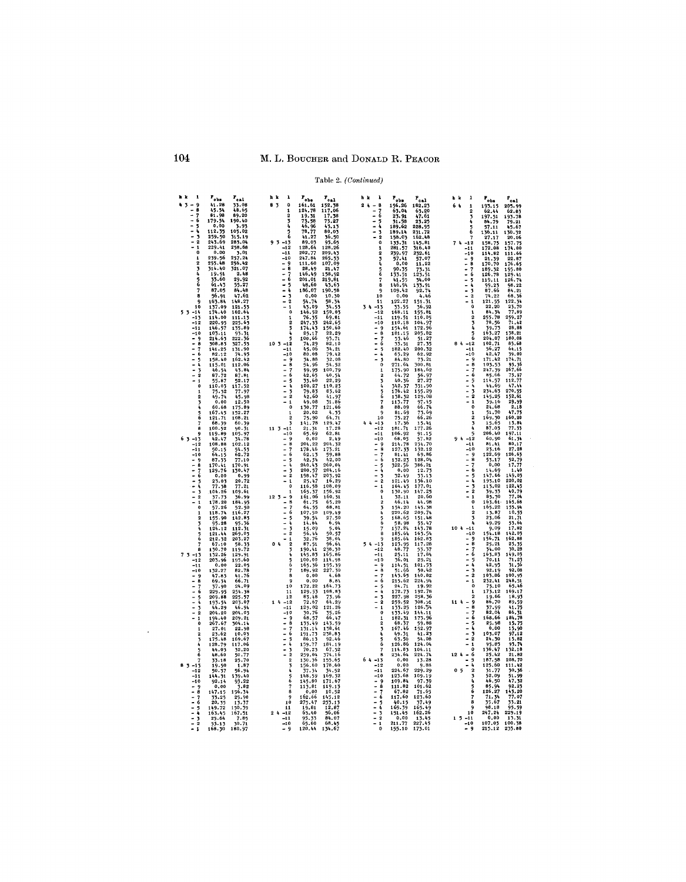Table 2. *(Continued)*

| h k | l | $F_{obs}$ | $F_{cal}$ |
|---|---|---|---|
| 4 3 | -9 | 41.28 | 33.08 |
| | -8 | 45.54 | 48.65 |
| | -7 | 81.98 | 89.20 |
| | -6 | 179.54 | 190.40 |
| | -5 | 0.00 | 3.93 |
| | -4 | 112.35 | 105.02 |
| | -3 | 259.50 | 315.19 |
| | -2 | 243.69 | 283.04 |
| | -1 | 229.41 | 258.68 |
| | 0 | 0.00 | 3.01 |
| | 1 | 239.56 | 257.24 |
| | 2 | 255.48 | 256.42 |
| | 3 | 314.40 | 321.07 |
| | 4 | 19.91 | 2.48 |
| | 5 | 33.60 | 29.92 |
| | 6 | 61.43 | 55.27 |
| | 7 | 87.05 | 84.48 |
| | 8 | 56.91 | 47.62 |
| | 9 | 163.84 | 148.27 |
| | 10 | 137.09 | 121.53 |
| 5 3 | -14 | 174.40 | 162.64 |
| | -13 | 114.00 | 111.13 |
| | -12 | 220.95 | 225.63 |
| | -11 | 146.57 | 135.89 |
| | -10 | 103.11 | 93.31 |
| | -9 | 214.63 | 222.36 |
| | -8 | 308.83 | 327.53 |
| | -7 | 141.25 | 131.90 |
| | -6 | 82.12 | 74.95 |
| | -5 | 158.40 | 162.42 |
| | -4 | 115.01 | 112.06 |
| | -3 | 46.54 | 43.84 |
| | -2 | 87.72 | 87.81 |
| | -1 | 55.87 | 52.17 |
| | 0 | 110.03 | 117.52 |
| | 1 | 75.32 | 77.97 |
| | 2 | 49.74 | 45.98 |
| | 3 | 0.00 | 12.50 |
| | 4 | 60.68 | 175.89 |
| | 5 | 167.45 | 152.27 |
| | 6 | 121.71 | 108.21 |
| | 7 | 68.39 | 60.39 |
| | 8 | 100.52 | 90.31 |
| | 9 | 119.89 | 105.97 |
| 6 3 | -13 | 42.47 | 34.78 |
| | -12 | 108.88 | 102.12 |
| | -11 | 50.15 | 54.53 |
| | -10 | 64.15 | 62.72 |
| | -9 | 87.33 | 77.10 |
| | -8 | 170.41 | 170.91 |
| | -7 | 129.76 | 130.47 |
| | -6 | 0.00 | 6.99 |
| | -5 | 23.03 | 20.72 |
| | -4 | 77.38 | 77.21 |
| | -3 | 104.26 | 109.61 |
| | -2 | 37.73 | 36.99 |
| | -1 | 178.20 | 184.95 |
| | 0 | 57.26 | 52.50 |
| | 1 | 118.74 | 116.27 |
| | 2 | 155.90 | 142.83 |
| | 3 | 95.28 | 95.36 |
| | 4 | 124.12 | 112.31 |
| | 5 | 121.44 | 269.03 |
| | 6 | 212.32 | 203.27 |
| | 7 | 67.10 | 58.33 |
| | 8 | 130.70 | 119.72 |
| 7 3 | -13 | 132.26 | 129.91 |
| | -12 | 203.96 | 195.60 |
| | -11 | 0.00 | 22.05 |
| | -10 | 132.27 | 82.78 |
| | -9 | 47.83 | 41.76 |
| | -8 | 69.34 | 66.71 |
| | -7 | 37.90 | 24.09 |
| | -6 | 229.95 | 254.38 |
| | -5 | 209.88 | 225.57 |
| | -4 | 193.54 | 203.07 |
| | -3 | 44.29 | 46.94 |
| | -2 | 204.20 | 204.03 |
| | -1 | 194.40 | 209.21 |
| | 0 | 267.67 | 304.14 |
| | 1 | 27.01 | 22.98 |
| | 2 | 23.62 | 10.03 |
| | 3 | 175.48 | 169.67 |
| | 4 | 128.79 | 117.06 |
| | 5 | 44.03 | 32.20 |
| | 6 | 48.60 | 50.77 |
| | 7 | 33.18 | 23.70 |
| 8 3 | -13 | 19.50 | 1.87 |
| | -12 | 50.37 | 56.94 |
| | -11 | 144.31 | 139.40 |
| | -10 | 92.14 | 93.22 |
| | -9 | 0.00 | 3.82 |
| | -8 | 147.15 | 156.34 |
| | -7 | 33.25 | 25.90 |
| | -6 | 20.35 | 13.37 |
| | -5 | 149.72 | 150.39 |
| | -4 | 163.45 | 167.51 |
| | -3 | 25.64 | 7.85 |
| | -2 | 53.13 | 30.71 |
| | -1 | 168.30 | 180.97 |
| 8 3 | 0 | 161.61 | 158.38 |
| | 1 | 124.78 | 117.06 |
| | 2 | 19.31 | 17.38 |
| | 3 | 73.58 | 73.27 |
| | 4 | 46.96 | 43.13 |
| | 5 | 78.77 | 80.05 |
| | 6 | 41.27 | 36.50 |
| 9 3 | -13 | 89.03 | 93.65 |
| | -12 | 128.64 | 128.26 |
| | -11 | 202.77 | 209.43 |
| | -10 | 247.84 | 265.53 |
| | -9 | 111.60 | 107.09 |
| | -8 | 28.49 | 21.47 |
| | -7 | 146.49 | 158.92 |
| | -6 | 201.01 | 219.81 |
| | -5 | 48.60 | 43.63 |
| | -4 | 186.07 | 190.58 |
| | -3 | 0.00 | 10.30 |
| | -2 | 54.74 | 58.34 |
| | -1 | 43.09 | 34.53 |
| | 0 | 146.52 | 159.03 |
| | 1 | 76.35 | 69.81 |
| | 2 | 247.33 | 242.65 |
| | 3 | 174.43 | 156.60 |
| | 4 | 25.17 | 22.29 |
| | 5 | 100.66 | 93.71 |
| 10 3 | -12 | 74.29 | 82.10 |
| | -11 | 45.06 | 34.21 |
| | -10 | 80.08 | 79.42 |
| | -9 | 34.88 | 32.08 |
| | -8 | 54.96 | 54.52 |
| | -7 | 99.95 | 100.79 |
| | -6 | 42.65 | 40.54 |
| | -5 | 33.60 | 22.29 |
| | -4 | 100.27 | 110.23 |
| | -3 | 79.83 | 83.62 |
| | -2 | 42.60 | 41.97 |
| | -1 | 49.08 | 31.86 |
| | 0 | 130.77 | 121.66 |
| | 1 | 20.02 | 4.35 |
| | 2 | 75.90 | 64.71 |
| | 3 | 141.78 | 129.47 |
| 11 3 | -11 | 21.31 | 17.28 |
| | -10 | 65.69 | 62.81 |
| | -9 | 0.00 | 2.49 |
| | -8 | 204.22 | 204.32 |
| | -7 | 178.46 | 173.21 |
| | -6 | 62.13 | 59.88 |
| | -5 | 42.34 | 42.00 |
| | -4 | 240.43 | 260.04 |
| | -3 | 200.57 | 204.16 |
| | -2 | 198.47 | 203.92 |
| | -1 | 25.47 | 16.29 |
| | 0 | 116.58 | 108.09 |
| | 1 | 165.37 | 156.92 |
| 12 3 | -9 | 161.06 | 160.31 |
| | -8 | 61.75 | 65.20 |
| | -7 | 64.55 | 68.81 |
| | -6 | 107.50 | 109.49 |
| | -5 | 39.54 | 27.50 |
| | -4 | 14.64 | 6.94 |
| | -3 | 15.09 | 5.04 |
| | -2 | 56.44 | 50.57 |
| | -1 | 32.76 | 38.04 |
| 0 4 | 2 | 87.51 | 96.64 |
| | 3 | 190.41 | 238.30 |
| | 4 | 145.83 | 165.86 |
| | 5 | 100.00 | 114.98 |
| | 6 | 165.36 | 195.39 |
| | 7 | 184.92 | 227.30 |
| | 8 | 0.00 | 4.68 |
| | 9 | 0.00 | 8.84 |
| | 10 | 172.22 | 164.73 |
| | 11 | 129.53 | 108.83 |
| | 12 | 83.48 | 73.96 |
| 1 4 | -12 | 72.67 | 64.29 |
| | -11 | 129.02 | 121.26 |
| | -10 | 30.76 | 35.26 |
| | -9 | 68.57 | 64.47 |
| | -8 | 133.49 | 143.59 |
| | -7 | 131.14 | 138.61 |
| | -6 | 191.73 | 238.83 |
| | -5 | 86.13 | 92.46 |
| | -4 | 159.77 | 184.19 |
| | -3 | 70.23 | 67.52 |
| | -2 | 259.04 | 374.16 |
| | 2 | 130.36 | 155.65 |
| | 3 | 156.60 | 178.60 |
| | 4 | 37.34 | 34.52 |
| | 5 | 148.59 | 169.32 |
| | 6 | 145.80 | 171.67 |
| | 7 | 113.81 | 119.13 |
| | 8 | 0.00 | 10.52 |
| | 9 | 162.66 | 145.12 |
| | 10 | 275.47 | 253.13 |
| | 11 | 19.81 | 12.87 |
| 2 4 | -12 | 63.40 | 56.06 |
| | -11 | 95.33 | 84.07 |
| | -10 | 65.60 | 68.45 |
| | -9 | 120.44 | 134.67 |
| 2 4 | -8 | 156.26 | 182.23 |
| | -7 | 63.04 | 63.20 |
| | -6 | 23.91 | 47.61 |
| | -5 | 31.58 | 23.25 |
| | -4 | 189.62 | 228.95 |
| | -3 | 189.14 | 231.72 |
| | -2 | 158.03 | 162.48 |
| | 0 | 133.31 | 145.81 |
| | 1 | 281.57 | 316.40 |
| | 2 | 239.97 | 232.61 |
| | 3 | 57.41 | 57.07 |
| | 4 | 0.00 | 11.82 |
| | 5 | 90.55 | 73.31 |
| | 6 | 133.51 | 123.51 |
| | 7 | 41.55 | 34.00 |
| | 8 | 146.94 | 133.91 |
| | 9 | 109.42 | 92.74 |
| | 10 | 0.00 | 4.46 |
| | 11 | 122.27 | 131.31 |
| 3 4 | -13 | 33.55 | 36.92 |
| | -12 | 168.11 | 155.81 |
| | -11 | 119.51 | 110.05 |
| | -10 | 110.18 | 104.97 |
| | -9 | 154.61 | 172.96 |
| | -8 | 181.15 | 205.82 |
| | -7 | 53.46 | 51.27 |
| | -6 | 33.51 | 27.35 |
| | -5 | 182.40 | 200.32 |
| | -4 | 63.29 | 62.92 |
| | -3 | 84.80 | 73.21 |
| | 0 | 271.64 | 300.81 |
| | 1 | 175.90 | 184.62 |
| | 2 | 64.72 | 56.97 |
| | 3 | 40.36 | 27.27 |
| | 4 | 342.37 | 331.90 |
| | 5 | 176.42 | 155.29 |
| | 6 | 138.32 | 129.08 |
| | 7 | 113.77 | 97.45 |
| | 8 | 88.09 | 66.74 |
| | 9 | 81.69 | 73.09 |
| | 10 | 75.27 | 66.26 |
| 4 4 | -13 | 17.36 | 15.41 |
| | -12 | 181.71 | 177.26 |
| | -11 | 106.92 | 91.15 |
| | -10 | 68.05 | 57.82 |
| | -9 | 214.78 | 234.70 |
| | -8 | 127.33 | 132.12 |
| | -7 | 81.41 | 69.86 |
| | -6 | 132.23 | 128.04 |
| | -5 | 322.56 | 386.21 |
| | -4 | 0.00 | 12.73 |
| | -3 | 32.49 | 33.13 |
| | -2 | 121.49 | 136.10 |
| | -1 | 164.43 | 177.01 |
| | 0 | 130.90 | 147.25 |
| | 1 | 32.11 | 20.60 |
| | 2 | 46.14 | 44.98 |
| | 3 | 134.20 | 145.38 |
| | 4 | 220.62 | 209.74 |
| | 5 | 168.65 | 151.48 |
| | 6 | 58.98 | 55.47 |
| | 7 | 157.24 | 143.78 |
| | 8 | 185.64 | 163.54 |
| | 9 | 185.64 | 162.83 |
| 5 4 | -13 | 123.95 | 117.28 |
| | -12 | 48.77 | 53.37 |
| | -11 | 25.11 | 17.84 |
| | -10 | 36.01 | 29.21 |
| | -9 | 114.51 | 101.53 |
| | -8 | 51.66 | 50.42 |
| | -7 | 143.65 | 140.82 |
| | -6 | 215.62 | 224.94 |
| | -5 | 24.71 | 19.92 |
| | -4 | 172.73 | 192.78 |
| | -3 | 227.98 | 258.36 |
| | -2 | 259.52 | 308.91 |
| | -1 | 133.25 | 126.54 |
| | 0 | 133.49 | 144.11 |
| | 1 | 182.31 | 173.96 |
| | 2 | 68.37 | 59.88 |
| | 3 | 167.46 | 152.97 |
| | 4 | 49.31 | 41.23 |
| | 5 | 63.56 | 54.08 |
| | 6 | 126.86 | 124.04 |
| | 7 | 114.83 | 104.11 |
| | 8 | 234.64 | 224.74 |
| 6 4 | -13 | 0.00 | 13.28 |
| | -12 | 0.00 | 9.88 |
| | -11 | 224.67 | 229.29 |
| | -10 | 123.68 | 109.19 |
| | -9 | 109.84 | 97.39 |
| | -8 | 111.82 | 101.62 |
| | -7 | 67.82 | 71.65 |
| | -6 | 117.60 | 123.60 |
| | -5 | 40.13 | 37.49 |
| | -4 | 169.39 | 165.49 |
| | -3 | 151.45 | 162.26 |
| | -2 | 0.00 | 13.45 |
| | -1 | 211.77 | 227.45 |
| | 0 | 155.10 | 173.01 |
| 6 4 | 1 | 193.15 | 205.99 |
| | 2 | 62.44 | 62.83 |
| | 3 | 197.51 | 193.78 |
| | 4 | 84.79 | 79.21 |
| | 5 | 57.11 | 45.67 |
| | 6 | 136.11 | 130.32 |
| | 7 | 27.17 | 20.06 |
| 7 4 | -12 | 158.75 | 157.75 |
| | -11 | 172.08 | 174.00 |
| | -10 | 114.82 | 111.66 |
| | -9 | 21.39 | 22.87 |
| | -8 | 170.70 | 176.65 |
| | -7 | 189.32 | 195.80 |
| | -6 | 126.78 | 129.41 |
| | -5 | 119.11 | 126.74 |
| | -4 | 99.25 | 98.22 |
| | -3 | 87.66 | 84.21 |
| | -2 | 74.22 | 68.36 |
| | -1 | 121.55 | 122.34 |
| | 0 | 22.20 | 23.70 |
| | 1 | 84.34 | 77.89 |
| | 2 | 255.78 | 259.27 |
| | 3 | 78.56 | 71.42 |
| | 4 | 39.73 | 28.88 |
| | 5 | 163.27 | 138.21 |
| | 6 | 204.87 | 180.08 |
| 8 4 | -12 | 102.71 | 83.68 |
| | -11 | 56.27 | 44.15 |
| | -10 | 42.47 | 39.80 |
| | -9 | 171.42 | 174.71 |
| | -8 | 103.53 | 93.36 |
| | -7 | 247.39 | 267.66 |
| | -6 | 85.66 | 75.97 |
| | -5 | 114.57 | 112.77 |
| | -4 | 44.69 | 47.44 |
| | -3 | 234.63 | 270.35 |
| | -2 | 145.25 | 152.61 |
| | -1 | 39.16 | 29.99 |
| | 0 | 24.68 | 2.18 |
| | 1 | 51.70 | 47.75 |
| | 2 | 164.30 | 160.20 |
| | 3 | 15.65 | 13.84 |
| | 4 | 87.03 | 77.33 |
| | 5 | 206.40 | 197.11 |
| 9 4 | -12 | 60.90 | 61.34 |
| | -11 | 81.41 | 80.17 |
| | -10 | 23.16 | 27.28 |
| | -9 | 122.69 | 126.63 |
| | -8 | 53.17 | 52.79 |
| | -7 | 0.00 | 17.77 |
| | -6 | 14.69 | 1.40 |
| | -5 | 147.66 | 149.03 |
| | -4 | 193.10 | 220.02 |
| | -3 | 113.02 | 122.43 |
| | -2 | 39.33 | 40.79 |
| | -1 | 85.30 | 77.04 |
| | 0 | 163.61 | 155.88 |
| | 1 | 165.22 | 155.94 |
| | 2 | 13.87 | 10.55 |
| | 3 | 23.06 | 21.71 |
| | 4 | 49.29 | 53.64 |
| 10 4 | -11 | 9.09 | 17.82 |
| | -10 | 154.18 | 142.03 |
| | -9 | 156.71 | 162.88 |
| | -8 | 25.21 | 23.35 |
| | -7 | 34.00 | 30.28 |
| | -6 | 163.83 | 149.03 |
| | -5 | 70.11 | 71.23 |
| | -4 | 42.93 | 31.56 |
| | -3 | 92.19 | 92.08 |
| | -2 | 103.86 | 100.95 |
| | -1 | 232.41 | 248.31 |
| | 0 | 75.10 | 65.46 |
| | 1 | 173.12 | 169.17 |
| | 2 | 19.66 | 18.93 |
| 11 4 | -9 | 86.70 | 89.59 |
| | -8 | 37.99 | 41.75 |
| | -7 | 82.04 | 86.31 |
| | -6 | 168.66 | 184.78 |
| | -5 | 25.98 | 15.75 |
| | -4 | 0.00 | 15.90 |
| | -3 | 103.07 | 97.12 |
| | -2 | 24.30 | 15.82 |
| | -1 | 95.85 | 93.74 |
| | 0 | 136.47 | 132.18 |
| 12 4 | -6 | 25.42 | 21.82 |
| | -5 | 187.58 | 208.70 |
| | -4 | 125.60 | 111.42 |
| 0 5 | 2 | 31.77 | 30.36 |
| | 3 | 52.09 | 51.99 |
| | 4 | 46.50 | 47.32 |
| | 5 | 85.94 | 92.23 |
| | 6 | 126.27 | 143.20 |
| | 7 | 71.34 | 77.07 |
| | 8 | 35.67 | 33.21 |
| | 9 | 98.18 | 95.59 |
| | 10 | 247.24 | 229.19 |
| 1 5 | -11 | 0.00 | 13.31 |
| | -10 | 107.05 | 100.38 |
| | -9 | 215.12 | 235.80 |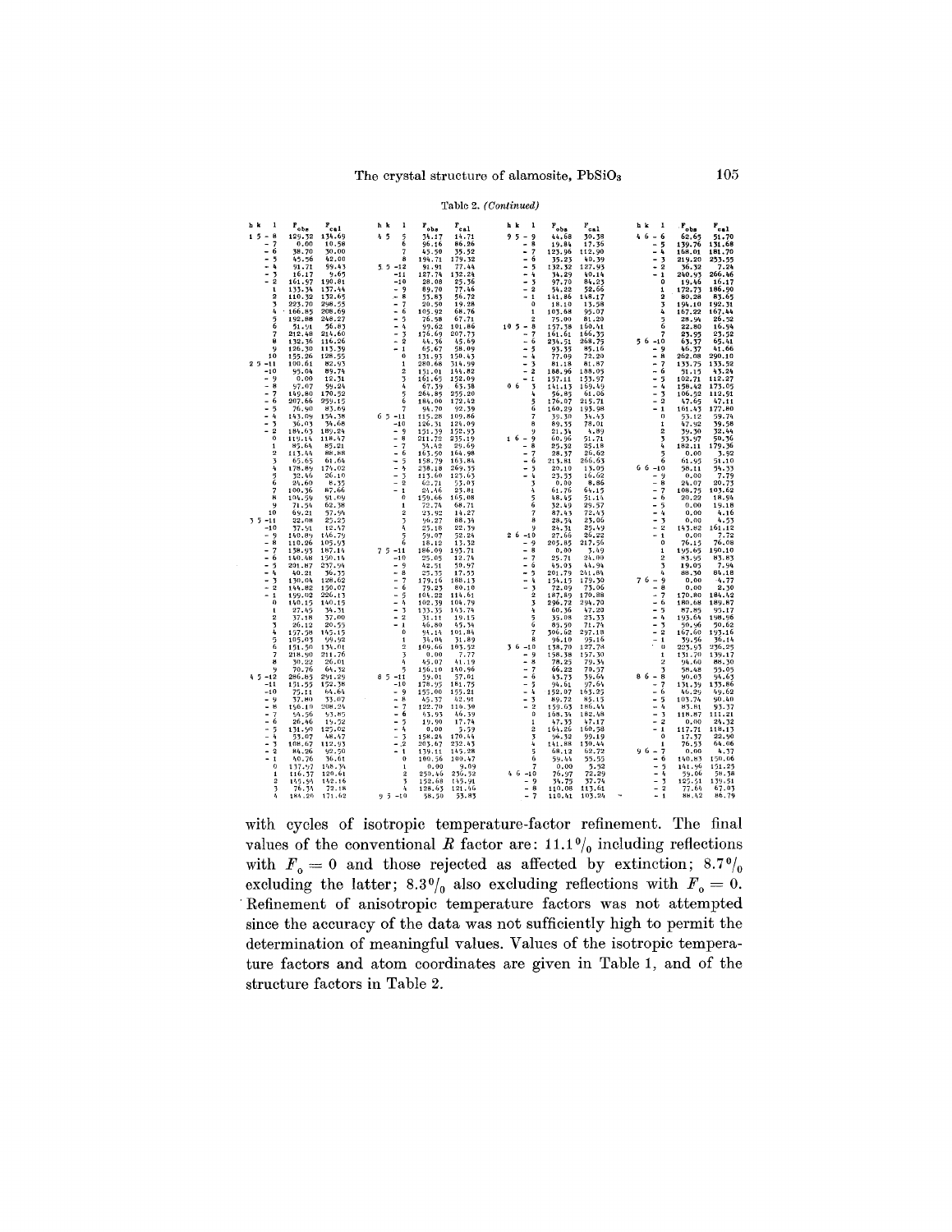Table 2. *(Continued)*

| h | k | l | $F_{obs}$ | $F_{cal}$ |
|---|---|---|---|---|
| 1 | 5 | -8 | 129.32 | 134.69 |
| | | -7 | 0.00 | 10.58 |
| | | -6 | 38.70 | 30.00 |
| | | -5 | 45.56 | 42.00 |
| | | -4 | 91.71 | 99.43 |
| | | -3 | 16.17 | 9.65 |
| | | -2 | 161.97 | 190.81 |
| | | 1 | 133.34 | 137.44 |
| | | 2 | 110.32 | 132.65 |
| | | 3 | 223.70 | 298.55 |
| | | 4 | 166.85 | 208.69 |
| | | 5 | 192.88 | 248.27 |
| | | 6 | 51.91 | 56.83 |
| | | 7 | 212.48 | 214.60 |
| | | 8 | 132.36 | 116.26 |
| | | 9 | 126.30 | 113.39 |
| | | 10 | 155.26 | 128.55 |
| 2 | 5 | -11 | 100.61 | 82.93 |
| | | -10 | 95.04 | 89.74 |
| | | -9 | 0.00 | 12.31 |
| | | -8 | 97.07 | 99.24 |
| | | -7 | 149.80 | 170.52 |
| | | -6 | 207.66 | 259.15 |
| | | -5 | 76.90 | 83.69 |
| | | -4 | 143.04 | 154.38 |
| | | -3 | 36.03 | 34.68 |
| | | -2 | 184.63 | 189.24 |
| | | 0 | 119.14 | 118.47 |
| | | 1 | 85.64 | 85.21 |
| | | 2 | 113.44 | 88.88 |
| | | 3 | 65.65 | 61.64 |
| | | 4 | 178.89 | 174.02 |
| | | 5 | 32.46 | 26.10 |
| | | 6 | 24.60 | 8.35 |
| | | 7 | 100.36 | 87.66 |
| | | 8 | 104.59 | 91.09 |
| | | 9 | 71.54 | 62.38 |
| | | 10 | 64.21 | 57.94 |
| 3 | 5 | -11 | 22.08 | 25.25 |
| | | -10 | 37.51 | 12.47 |
| | | -9 | 140.89 | 146.79 |
| | | -8 | 110.26 | 105.93 |
| | | -7 | 138.93 | 187.14 |
| | | -6 | 140.48 | 150.14 |
| | | -5 | 201.87 | 257.94 |
| | | -4 | 40.21 | 36.35 |
| | | -3 | 130.04 | 128.62 |
| | | -2 | 144.82 | 150.07 |
| | | -1 | 199.02 | 226.13 |
| | | 0 | 140.15 | 140.15 |
| | | 1 | 27.45 | 34.31 |
| | | 2 | 37.18 | 37.00 |
| | | 3 | 26.12 | 20.55 |
| | | 4 | 157.58 | 145.15 |
| | | 5 | 105.03 | 99.92 |
| | | 6 | 151.50 | 134.01 |
| | | 7 | 218.90 | 211.76 |
| | | 8 | 30.22 | 26.01 |
| | | 9 | 70.76 | 64.32 |
| 4 | 5 | -12 | 286.85 | 291.25 |
| | | -11 | 131.55 | 152.38 |
| | | -10 | 75.11 | 64.64 |
| | | -9 | 37.80 | 33.07 |
| | | -8 | 196.10 | 208.24 |
| | | -7 | 54.56 | 53.85 |
| | | -6 | 26.46 | 19.52 |
| | | -5 | 131.90 | 125.02 |
| | | -4 | 53.07 | 48.47 |
| | | -3 | 108.67 | 112.93 |
| | | -2 | 84.26 | 92.50 |
| | | -1 | 40.76 | 36.61 |
| | | 0 | 137.97 | 148.34 |
| | | 1 | 116.37 | 120.61 |
| | | 2 | 149.54 | 142.16 |
| | | 3 | 76.34 | 72.18 |
| | | 4 | 184.20 | 171.62 |
| 4 | 5 | 5 | 34.17 | 14.71 |
| | | 6 | 96.16 | 86.26 |
| | | 7 | 45.50 | 35.52 |
| | | 8 | 194.71 | 179.32 |
| 5 | 5 | -12 | 91.91 | 77.44 |
| | | -11 | 127.74 | 132.24 |
| | | -10 | 28.08 | 25.36 |
| | | -9 | 89.70 | 77.46 |
| | | -8 | 53.83 | 56.72 |
| | | -7 | 20.50 | 19.28 |
| | | -6 | 105.92 | 68.76 |
| | | -5 | 76.58 | 67.71 |
| | | -4 | 99.62 | 101.86 |
| | | -3 | 176.69 | 207.73 |
| | | -2 | 44.36 | 45.69 |
| | | -1 | 65.67 | 58.09 |
| | | 0 | 131.93 | 150.43 |
| | | 1 | 280.68 | 314.99 |
| | | 2 | 151.01 | 144.82 |
| | | 3 | 161.65 | 152.09 |
| | | 4 | 67.39 | 63.38 |
| | | 5 | 264.85 | 255.20 |
| | | 6 | 184.00 | 172.42 |
| | | 7 | 94.70 | 92.39 |
| 6 | 5 | -11 | 115.28 | 109.86 |
| | | -10 | 126.31 | 124.09 |
| | | -9 | 151.39 | 152.93 |
| | | -8 | 211.72 | 235.19 |
| | | -7 | 34.42 | 29.69 |
| | | -6 | 163.50 | 164.98 |
| | | -5 | 158.79 | 163.84 |
| | | -4 | 238.18 | 269.35 |
| | | -3 | 113.60 | 123.63 |
| | | -2 | 62.71 | 53.03 |
| | | -1 | 24.46 | 23.81 |
| | | 0 | 159.66 | 165.08 |
| | | 1 | 72.74 | 68.71 |
| | | 2 | 23.92 | 14.27 |
| | | 3 | 96.27 | 88.34 |
| | | 4 | 25.18 | 22.39 |
| | | 5 | 59.07 | 52.24 |
| | | 6 | 18.12 | 13.32 |
| 7 | 5 | -11 | 186.09 | 193.71 |
| | | -10 | 25.05 | 12.74 |
| | | -9 | 42.51 | 50.97 |
| | | -8 | 25.35 | 17.53 |
| | | -7 | 179.16 | 188.13 |
| | | -6 | 79.23 | 80.10 |
| | | -5 | 104.22 | 114.61 |
| | | -4 | 102.39 | 104.79 |
| | | -3 | 133.35 | 143.74 |
| | | -2 | 31.11 | 19.15 |
| | | -1 | 46.80 | 45.34 |
| | | 0 | 94.14 | 101.84 |
| | | 1 | 34.04 | 31.89 |
| | | 2 | 109.66 | 103.52 |
| | | 3 | 0.00 | 7.77 |
| | | 4 | 45.07 | 41.19 |
| | | 5 | 156.10 | 140.96 |
| 8 | 5 | -11 | 59.01 | 57.01 |
| | | -10 | 178.95 | 181.75 |
| | | -9 | 155.00 | 155.21 |
| | | -8 | 45.37 | 42.91 |
| | | -7 | 122.70 | 116.30 |
| | | -6 | 43.93 | 46.39 |
| | | -5 | 19.90 | 17.74 |
| | | -4 | 0.00 | 5.59 |
| | | -3 | 158.24 | 170.44 |
| | | -2 | 203.67 | 232.43 |
| | | -1 | 139.11 | 145.28 |
| | | 0 | 100.56 | 100.47 |
| | | 1 | 0.00 | 9.09 |
| | | 2 | 250.46 | 236.92 |
| | | 3 | 152.68 | 145.91 |
| | | 4 | 128.65 | 121.46 |
| 9 | 5 | -10 | 58.50 | 53.83 |
| 9 | 5 | -9 | 44.68 | 30.38 |
| | | -8 | 19.84 | 17.36 |
| | | -7 | 123.96 | 112.90 |
| | | -6 | 35.23 | 40.39 |
| | | -5 | 132.32 | 127.93 |
| | | -4 | 34.29 | 40.14 |
| | | -3 | 97.70 | 84.23 |
| | | -2 | 54.22 | 52.66 |
| | | -1 | 141.86 | 148.17 |
| | | 0 | 18.10 | 13.58 |
| | | 1 | 103.68 | 95.07 |
| | | 2 | 75.00 | 81.20 |
| 10 | 5 | -8 | 157.38 | 150.41 |
| | | -7 | 161.61 | 166.35 |
| | | -6 | 234.51 | 268.75 |
| | | -5 | 93.35 | 85.16 |
| | | -4 | 77.09 | 72.20 |
| | | -3 | 81.18 | 81.87 |
| | | -2 | 188.96 | 188.05 |
| | | -1 | 157.11 | 153.97 |
| 0 | 6 | 3 | 141.13 | 169.49 |
| | | 4 | 56.85 | 61.06 |
| | | 5 | 176.07 | 215.71 |
| | | 6 | 160.29 | 193.98 |
| | | 7 | 39.30 | 34.43 |
| | | 8 | 89.35 | 78.01 |
| | | 9 | 21.34 | 4.89 |
| 1 | 6 | -9 | 60.96 | 51.71 |
| | | -8 | 25.32 | 25.18 |
| | | -7 | 28.37 | 26.62 |
| | | -6 | 213.81 | 266.63 |
| | | -5 | 20.10 | 13.05 |
| | | -4 | 23.33 | 16.62 |
| | | 3 | 0.00 | 8.86 |
| | | 4 | 61.76 | 64.15 |
| | | 5 | 48.45 | 51.14 |
| | | 6 | 32.49 | 29.57 |
| | | 7 | 87.43 | 72.43 |
| | | 8 | 28.34 | 23.06 |
| | | 9 | 24.31 | 25.49 |
| 2 | 6 | -10 | 27.66 | 26.22 |
| | | -9 | 203.85 | 217.56 |
| | | -8 | 0.00 | 3.49 |
| | | -7 | 25.71 | 24.00 |
| | | -6 | 45.03 | 44.94 |
| | | -5 | 201.79 | 241.84 |
| | | -4 | 154.15 | 179.30 |
| | | -3 | 72.09 | 73.06 |
| | | 2 | 187.89 | 170.88 |
| | | 3 | 296.72 | 294.70 |
| | | 4 | 60.36 | 47.20 |
| | | 5 | 35.08 | 23.33 |
| | | 6 | 83.50 | 71.74 |
| | | 7 | 306.62 | 297.18 |
| | | 8 | 96.10 | 95.16 |
| 3 | 6 | -10 | 138.70 | 127.78 |
| | | -9 | 158.38 | 157.30 |
| | | -8 | 78.25 | 79.34 |
| | | -7 | 66.22 | 70.37 |
| | | -6 | 43.73 | 39.64 |
| | | -5 | 94.61 | 97.64 |
| | | -4 | 152.07 | 163.25 |
| | | -3 | 89.72 | 83.15 |
| | | -2 | 159.63 | 186.44 |
| | | 0 | 168.34 | 182.48 |
| | | 1 | 47.33 | 47.17 |
| | | 2 | 164.26 | 160.58 |
| | | 3 | 96.32 | 99.19 |
| | | 4 | 141.88 | 130.44 |
| | | 5 | 68.12 | 62.72 |
| | | 6 | 59.44 | 55.55 |
| | | 7 | 0.00 | 5.52 |
| 4 | 6 | -10 | 76.97 | 72.29 |
| | | -9 | 34.79 | 37.74 |
| | | -8 | 110.08 | 113.61 |
| | | -7 | 110.41 | 103.24 |
| 4 | 6 | -6 | 62.65 | 51.70 |
| | | -5 | 139.76 | 131.68 |
| | | -4 | 168.01 | 181.70 |
| | | -3 | 219.20 | 253.55 |
| | | -2 | 36.32 | 7.24 |
| | | -1 | 240.93 | 266.46 |
| | | 0 | 19.46 | 16.17 |
| | | 1 | 172.73 | 186.90 |
| | | 2 | 80.28 | 83.65 |
| | | 3 | 194.10 | 192.31 |
| | | 4 | 167.22 | 167.44 |
| | | 5 | 28.94 | 26.52 |
| | | 6 | 22.80 | 16.94 |
| | | 7 | 23.95 | 23.52 |
| 5 | 6 | -10 | 63.37 | 65.41 |
| | | -9 | 46.37 | 41.66 |
| | | -8 | 262.08 | 290.10 |
| | | -7 | 133.75 | 133.52 |
| | | -6 | 51.15 | 43.24 |
| | | -5 | 102.71 | 112.27 |
| | | -4 | 158.42 | 173.05 |
| | | -3 | 106.52 | 112.91 |
| | | -2 | 47.65 | 47.11 |
| | | -1 | 161.43 | 177.80 |
| | | 0 | 53.12 | 59.74 |
| | | 1 | 47.92 | 39.58 |
| | | 2 | 39.30 | 32.44 |
| | | 3 | 53.97 | 50.36 |
| | | 4 | 182.11 | 179.36 |
| | | 5 | 0.00 | 3.92 |
| | | 6 | 61.95 | 51.10 |
| 6 | 6 | -10 | 58.11 | 54.33 |
| | | -9 | 0.00 | 7.79 |
| | | -8 | 24.07 | 20.73 |
| | | -7 | 108.75 | 103.62 |
| | | -6 | 20.22 | 18.94 |
| | | -5 | 0.00 | 19.18 |
| | | -4 | 0.00 | 4.16 |
| | | -3 | 0.00 | 4.53 |
| | | -2 | 143.82 | 161.12 |
| | | -1 | 0.00 | 7.72 |
| | | 0 | 76.15 | 76.08 |
| | | 1 | 195.65 | 190.10 |
| | | 2 | 83.95 | 83.83 |
| | | 3 | 19.05 | 7.94 |
| | | 4 | 88.30 | 84.18 |
| 7 | 6 | -9 | 0.00 | 4.77 |
| | | -8 | 0.00 | 2.30 |
| | | -7 | 170.80 | 184.42 |
| | | -6 | 180.68 | 189.87 |
| | | -5 | 87.85 | 95.17 |
| | | -4 | 193.64 | 198.96 |
| | | -3 | 50.96 | 50.62 |
| | | -2 | 167.60 | 193.16 |
| | | -1 | 39.56 | 36.14 |
| | | 0 | 223.93 | 236.25 |
| | | 1 | 131.70 | 139.17 |
| | | 2 | 94.60 | 88.30 |
| | | 3 | 58.48 | 55.05 |
| 8 | 6 | -8 | 90.03 | 94.63 |
| | | -7 | 131.39 | 133.86 |
| | | -6 | 46.29 | 49.62 |
| | | -5 | 103.74 | 90.40 |
| | | -4 | 83.81 | 93.37 |
| | | -3 | 118.87 | 111.21 |
| | | -2 | 0.00 | 24.32 |
| | | -1 | 117.71 | 118.13 |
| | | 0 | 17.37 | 22.90 |
| | | 1 | 76.53 | 64.06 |
| 9 | 6 | -7 | 0.00 | 4.37 |
| | | -6 | 140.83 | 150.06 |
| | | -5 | 141.96 | 151.25 |
| | | -4 | 59.06 | 58.38 |
| | | -3 | 125.51 | 139.51 |
| | | -2 | 77.64 | 67.03 |
| | | -1 | 88.42 | 86.79 |

with cycles of isotropic temperature-factor refinement. The final values of the conventional $R$ factor are: 11.1% including reflections with $F_o = 0$ and those rejected as affected by extinction; 8.7% excluding the latter; 8.3% also excluding reflections with $F_o = 0$. Refinement of anisotropic temperature factors was not attempted since the accuracy of the data was not sufficiently high to permit the determination of meaningful values. Values of the isotropic temperature factors and atom coordinates are given in Table 1, and of the structure factors in Table 2.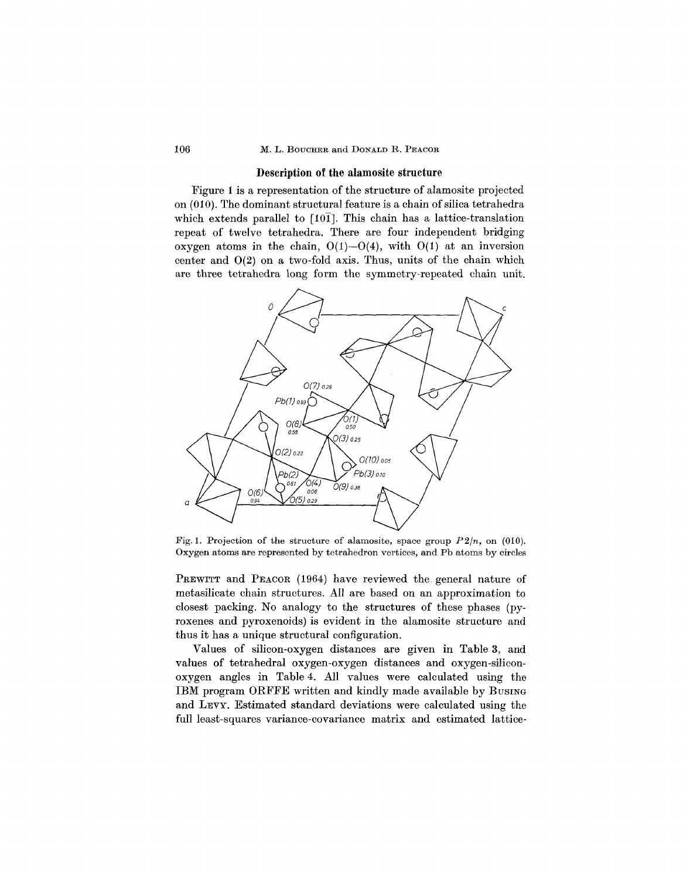## Description of the alamosite structure

Figure 1 is a representation of the structure of alamosite projected on (010). The dominant structural feature is a chain of silica tetrahedra which extends parallel to $[10\bar{1}]$. This chain has a lattice-translation repeat of twelve tetrahedra. There are four independent bridging oxygen atoms in the chain, O(1)—O(4), with O(1) at an inversion center and O(2) on a two-fold axis. Thus, units of the chain which are three tetrahedra long form the symmetry-repeated chain unit.

Fig. 1. Projection of the structure of alamosite, space group $P2/n$, on (010). Oxygen atoms are represented by tetrahedron vertices, and Pb atoms by circles

PREWITT and PEACOR (1964) have reviewed the general nature of metasilicate chain structures. All are based on an approximation to closest packing. No analogy to the structures of these phases (pyroxenes and pyroxenoids) is evident in the alamosite structure and thus it has a unique structural configuration.

Values of silicon-oxygen distances are given in Table 3, and values of tetrahedral oxygen-oxygen distances and oxygen-silicon-oxygen angles in Table 4. All values were calculated using the IBM program ORFFE written and kindly made available by BUSING and LEVY. Estimated standard deviations were calculated using the full least-squares variance-covariance matrix and estimated lattice-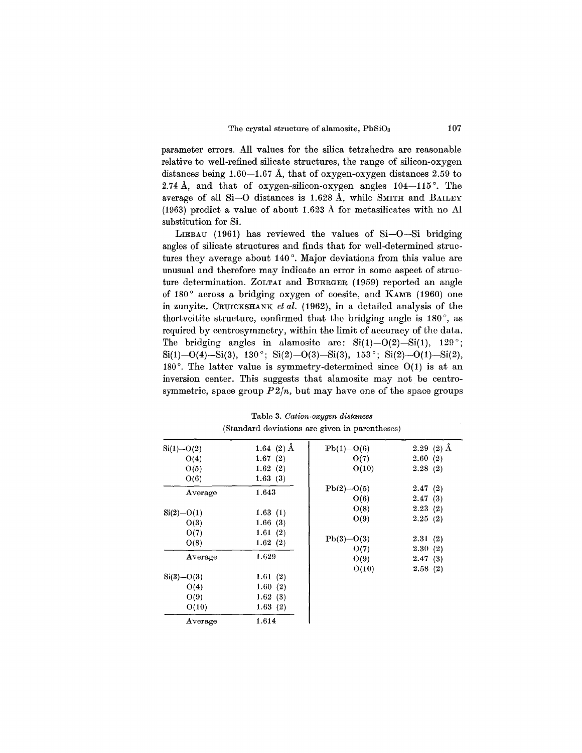parameter errors. All values for the silica tetrahedra are reasonable relative to well-refined silicate structures, the range of silicon-oxygen distances being 1.60—1.67 Å, that of oxygen-oxygen distances 2.59 to 2.74 Å, and that of oxygen-silicon-oxygen angles 104—115°. The average of all Si—O distances is 1.628 Å, while SMITH and BAILEY (1963) predict a value of about 1.623 Å for metasilicates with no Al substitution for Si.

LIEBAU (1961) has reviewed the values of Si—O—Si bridging angles of silicate structures and finds that for well-determined structures they average about 140°. Major deviations from this value are unusual and therefore may indicate an error in some aspect of structure determination. ZOLTAI and BUERGER (1959) reported an angle of 180° across a bridging oxygen of coesite, and KAMB (1960) one in zunyite. CRUICKSHANK *et al.* (1962), in a detailed analysis of the thortveitite structure, confirmed that the bridging angle is 180°, as required by centrosymmetry, within the limit of accuracy of the data. The bridging angles in alamosite are: Si(1)—O(2)—Si(1), 129°; Si(1)—O(4)—Si(3), 130°; Si(2)—O(3)—Si(3), 153°; Si(2)—O(1)—Si(2), 180°. The latter value is symmetry-determined since O(1) is at an inversion center. This suggests that alamosite may not be centrosymmetric, space group $P2/n$, but may have one of the space groups

Table 3. *Cation-oxygen distances*
(Standard deviations are given in parentheses)

| | | | |
|---|---|---|---|
| Si(1)—O(2) | 1.64 (2) Å | Pb(1)—O(6) | 2.29 (2) Å |
| O(4) | 1.67 (2) | O(7) | 2.60 (2) |
| O(5) | 1.62 (2) | O(10) | 2.28 (2) |
| O(6) | 1.63 (3) | | |
| Average | 1.643 | Pb(2)—O(5) | 2.47 (2) |
| | | O(6) | 2.47 (3) |
| Si(2)—O(1) | 1.63 (1) | O(8) | 2.23 (2) |
| O(3) | 1.66 (3) | O(9) | 2.25 (2) |
| O(7) | 1.61 (2) | | |
| O(8) | 1.62 (2) | Pb(3)—O(3) | 2.31 (2) |
| Average | 1.629 | O(7) | 2.30 (2) |
| | | O(9) | 2.47 (3) |
| Si(3)—O(3) | 1.61 (2) | O(10) | 2.58 (2) |
| O(4) | 1.60 (2) | | |
| O(9) | 1.62 (3) | | |
| O(10) | 1.63 (2) | | |
| Average | 1.614 | | |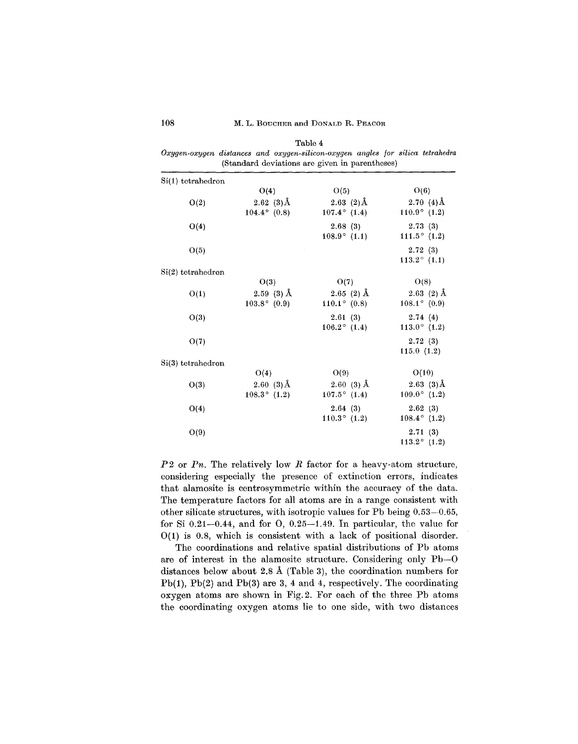Table 4

*Oxygen-oxygen distances and oxygen-silicon-oxygen angles for silica tetrahedra*
(Standard deviations are given in parentheses)

| Si(1) tetrahedron | | | |
|---|---|---|---|
| | O(4) | O(5) | O(6) |
| O(2) | 2.62 (3) Å<br>104.4° (0.8) | 2.63 (2) Å<br>107.4° (1.4) | 2.70 (4) Å<br>110.9° (1.2) |
| O(4) | | 2.68 (3)<br>108.9° (1.1) | 2.73 (3)<br>111.5° (1.2) |
| O(5) | | | 2.72 (3)<br>113.2° (1.1) |
| **Si(2) tetrahedron** | | | |
| | O(3) | O(7) | O(8) |
| O(1) | 2.59 (3) Å<br>103.8° (0.9) | 2.65 (2) Å<br>110.1° (0.8) | 2.63 (2) Å<br>108.1° (0.9) |
| O(3) | | 2.61 (3)<br>106.2° (1.4) | 2.74 (4)<br>113.0° (1.2) |
| O(7) | | | 2.72 (3)<br>115.0 (1.2) |
| **Si(3) tetrahedron** | | | |
| | O(4) | O(9) | O(10) |
| O(3) | 2.60 (3) Å<br>108.3° (1.2) | 2.60 (3) Å<br>107.5° (1.4) | 2.63 (3) Å<br>109.0° (1.2) |
| O(4) | | 2.64 (3)<br>110.3° (1.2) | 2.62 (3)<br>108.4° (1.2) |
| O(9) | | | 2.71 (3)<br>113.2° (1.2) |

$P2$ or $Pn$. The relatively low $R$ factor for a heavy-atom structure, considering especially the presence of extinction errors, indicates that alamosite is centrosymmetric within the accuracy of the data. The temperature factors for all atoms are in a range consistent with other silicate structures, with isotropic values for Pb being 0.53—0.65, for Si 0.21—0.44, and for O, 0.25—1.49. In particular, the value for O(1) is 0.8, which is consistent with a lack of positional disorder.

The coordinations and relative spatial distributions of Pb atoms are of interest in the alamosite structure. Considering only Pb—O distances below about 2.8 Å (Table 3), the coordination numbers for Pb(1), Pb(2) and Pb(3) are 3, 4 and 4, respectively. The coordinating oxygen atoms are shown in Fig. 2. For each of the three Pb atoms the coordinating oxygen atoms lie to one side, with two distances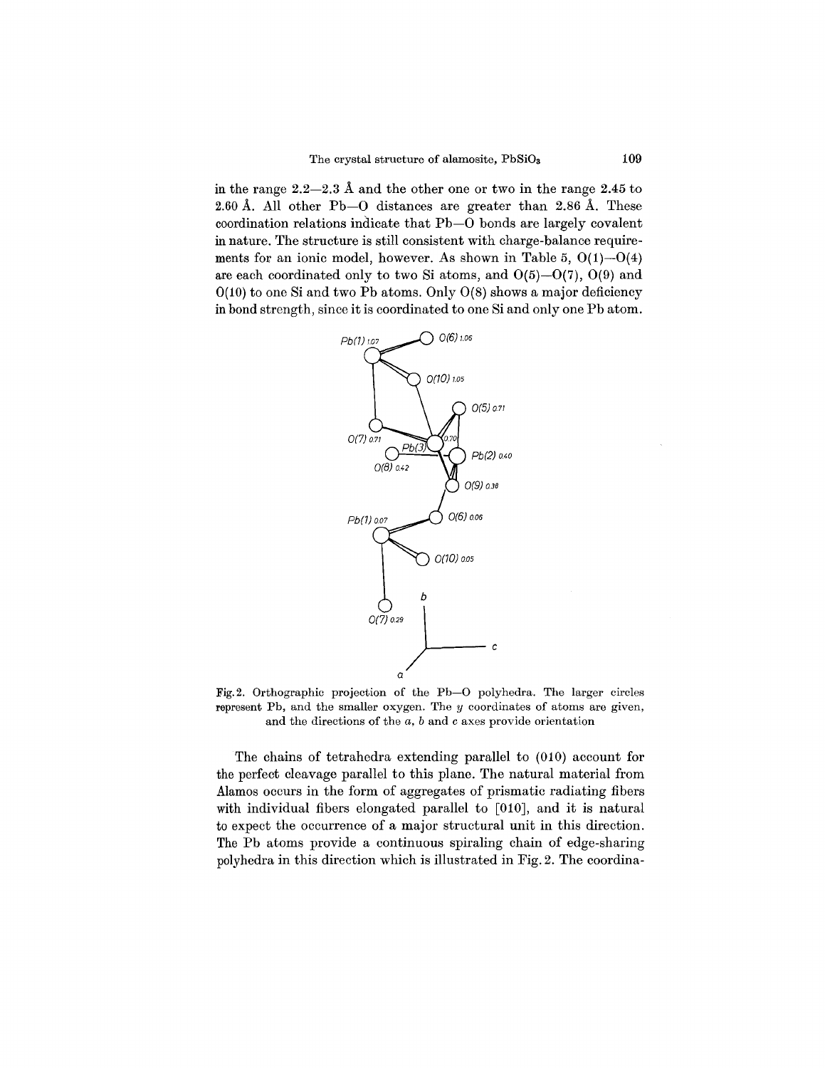in the range 2.2—2.3 Å and the other one or two in the range 2.45 to 2.60 Å. All other Pb—O distances are greater than 2.86 Å. These coordination relations indicate that Pb—O bonds are largely covalent in nature. The structure is still consistent with charge-balance requirements for an ionic model, however. As shown in Table 5, O(1)—O(4) are each coordinated only to two Si atoms, and O(5)—O(7), O(9) and O(10) to one Si and two Pb atoms. Only O(8) shows a major deficiency in bond strength, since it is coordinated to one Si and only one Pb atom.

Fig. 2. Orthographic projection of the Pb—O polyhedra. The larger circles represent Pb, and the smaller oxygen. The $y$ coordinates of atoms are given, and the directions of the $a$, $b$ and $c$ axes provide orientation

The chains of tetrahedra extending parallel to (010) account for the perfect cleavage parallel to this plane. The natural material from Alamos occurs in the form of aggregates of prismatic radiating fibers with individual fibers elongated parallel to [010], and it is natural to expect the occurrence of a major structural unit in this direction. The Pb atoms provide a continuous spiraling chain of edge-sharing polyhedra in this direction which is illustrated in Fig. 2. The coordina-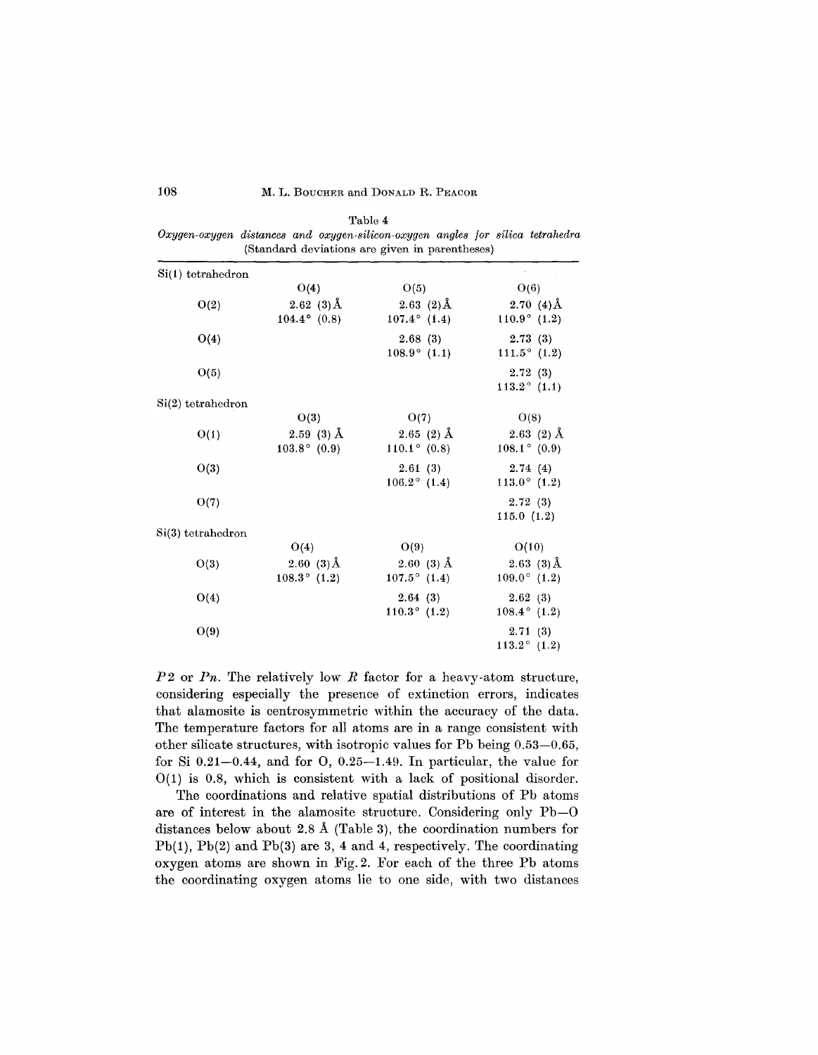Table 4

*Oxygen-oxygen distances and oxygen-silicon-oxygen angles for silica tetrahedra* (Standard deviations are given in parentheses)

| | | | |
|---|---|---|---|
| Si(1) tetrahedron | | | |
| | O(4) | O(5) | O(6) |
| O(2) | 2.62 (3) Å<br>104.4° (0.8) | 2.63 (2) Å<br>107.4° (1.4) | 2.70 (4) Å<br>110.9° (1.2) |
| O(4) | | 2.68 (3)<br>108.9° (1.1) | 2.73 (3)<br>111.5° (1.2) |
| O(5) | | | 2.72 (3)<br>113.2° (1.1) |
| Si(2) tetrahedron | | | |
| | O(3) | O(7) | O(8) |
| O(1) | 2.59 (3) Å<br>103.8° (0.9) | 2.65 (2) Å<br>110.1° (0.8) | 2.63 (2) Å<br>108.1° (0.9) |
| O(3) | | 2.61 (3)<br>106.2° (1.4) | 2.74 (4)<br>113.0° (1.2) |
| O(7) | | | 2.72 (3)<br>115.0 (1.2) |
| Si(3) tetrahedron | | | |
| | O(4) | O(9) | O(10) |
| O(3) | 2.60 (3) Å<br>108.3° (1.2) | 2.60 (3) Å<br>107.5° (1.4) | 2.63 (3) Å<br>109.0° (1.2) |
| O(4) | | 2.64 (3)<br>110.3° (1.2) | 2.62 (3)<br>108.4° (1.2) |
| O(9) | | | 2.71 (3)<br>113.2° (1.2) |

$P2$ or $Pn$. The relatively low $R$ factor for a heavy-atom structure, considering especially the presence of extinction errors, indicates that alamosite is centrosymmetric within the accuracy of the data. The temperature factors for all atoms are in a range consistent with other silicate structures, with isotropic values for Pb being 0.53—0.65, for Si 0.21—0.44, and for O, 0.25—1.49. In particular, the value for O(1) is 0.8, which is consistent with a lack of positional disorder.

The coordinations and relative spatial distributions of Pb atoms are of interest in the alamosite structure. Considering only Pb—O distances below about 2.8 Å (Table 3), the coordination numbers for Pb(1), Pb(2) and Pb(3) are 3, 4 and 4, respectively. The coordinating oxygen atoms are shown in Fig. 2. For each of the three Pb atoms the coordinating oxygen atoms lie to one side, with two distances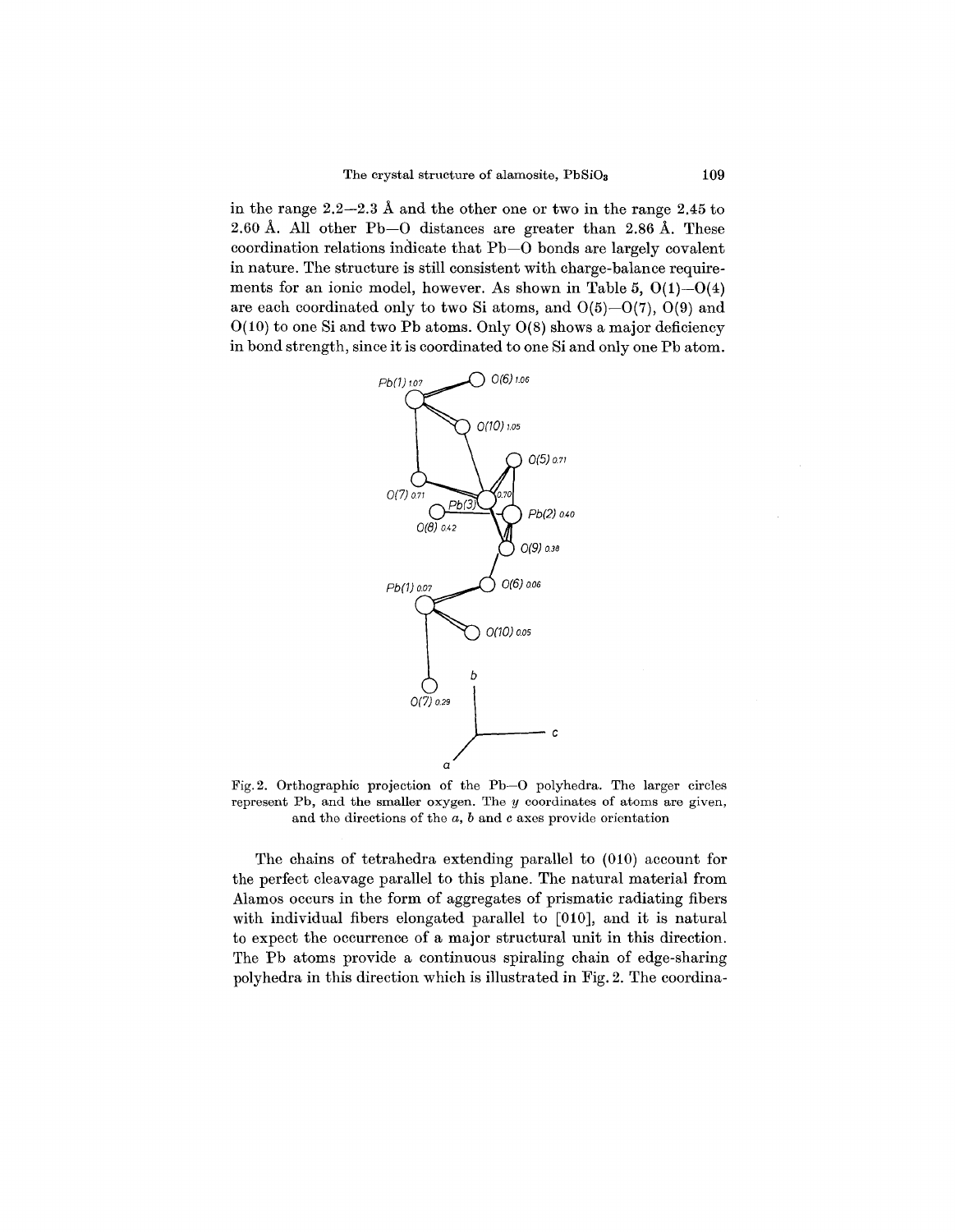in the range 2.2—2.3 Å and the other one or two in the range 2.45 to 2.60 Å. All other Pb—O distances are greater than 2.86 Å. These coordination relations indicate that Pb—O bonds are largely covalent in nature. The structure is still consistent with charge-balance requirements for an ionic model, however. As shown in Table 5, O(1)—O(4) are each coordinated only to two Si atoms, and O(5)—O(7), O(9) and O(10) to one Si and two Pb atoms. Only O(8) shows a major deficiency in bond strength, since it is coordinated to one Si and only one Pb atom.

Fig. 2. Orthographic projection of the Pb—O polyhedra. The larger circles represent Pb, and the smaller oxygen. The $y$ coordinates of atoms are given, and the directions of the $a$, $b$ and $c$ axes provide orientation

The chains of tetrahedra extending parallel to (010) account for the perfect cleavage parallel to this plane. The natural material from Alamos occurs in the form of aggregates of prismatic radiating fibers with individual fibers elongated parallel to [010], and it is natural to expect the occurrence of a major structural unit in this direction. The Pb atoms provide a continuous spiraling chain of edge-sharing polyhedra in this direction which is illustrated in Fig. 2. The coordina-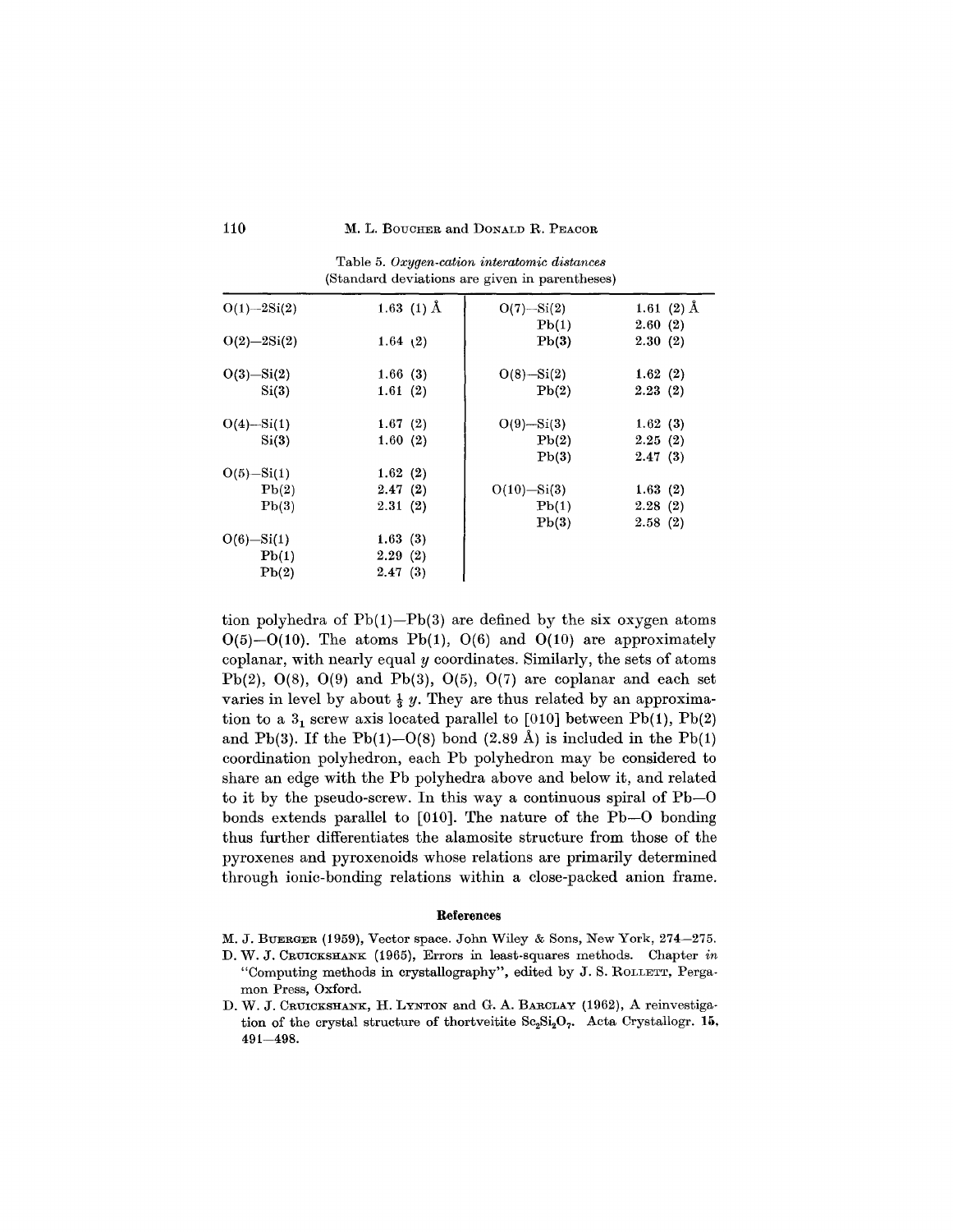Table 5. *Oxygen-cation interatomic distances*
(Standard deviations are given in parentheses)

| | | | |
|---|---|---|---|
| O(1)—2Si(2) | 1.63 (1) Å | O(7)—Si(2) | 1.61 (2) Å |
| | | Pb(1) | 2.60 (2) |
| O(2)—2Si(2) | 1.64 (2) | Pb(3) | 2.30 (2) |
| | | | |
| O(3)—Si(2) | 1.66 (3) | O(8)—Si(2) | 1.62 (2) |
| Si(3) | 1.61 (2) | Pb(2) | 2.23 (2) |
| | | | |
| O(4)—Si(1) | 1.67 (2) | O(9)—Si(3) | 1.62 (3) |
| Si(3) | 1.60 (2) | Pb(2) | 2.25 (2) |
| | | Pb(3) | 2.47 (3) |
| O(5)—Si(1) | 1.62 (2) | | |
| Pb(2) | 2.47 (2) | O(10)—Si(3) | 1.63 (2) |
| Pb(3) | 2.31 (2) | Pb(1) | 2.28 (2) |
| | | Pb(3) | 2.58 (2) |
| O(6)—Si(1) | 1.63 (3) | | |
| Pb(1) | 2.29 (2) | | |
| Pb(2) | 2.47 (3) | | |

tion polyhedra of Pb(1)—Pb(3) are defined by the six oxygen atoms O(5)—O(10). The atoms Pb(1), O(6) and O(10) are approximately coplanar, with nearly equal $y$ coordinates. Similarly, the sets of atoms Pb(2), O(8), O(9) and Pb(3), O(5), O(7) are coplanar and each set varies in level by about $\frac{1}{3}$ $y$. They are thus related by an approximation to a $3_1$ screw axis located parallel to [010] between Pb(1), Pb(2) and Pb(3). If the Pb(1)—O(8) bond (2.89 Å) is included in the Pb(1) coordination polyhedron, each Pb polyhedron may be considered to share an edge with the Pb polyhedra above and below it, and related to it by the pseudo-screw. In this way a continuous spiral of Pb—O bonds extends parallel to [010]. The nature of the Pb—O bonding thus further differentiates the alamosite structure from those of the pyroxenes and pyroxenoids whose relations are primarily determined through ionic-bonding relations within a close-packed anion frame.

## References

M. J. Buerger (1959), Vector space. John Wiley & Sons, New York, 274—275.

D. W. J. Cruickshank (1965), Errors in least-squares methods. Chapter *in* "Computing methods in crystallography", edited by J. S. Rollett, Pergamon Press, Oxford.

D. W. J. Cruickshank, H. Lynton and G. A. Barclay (1962), A reinvestigation of the crystal structure of thortveitite $Sc_2Si_2O_7$. Acta Crystallogr. **15**, 491—498.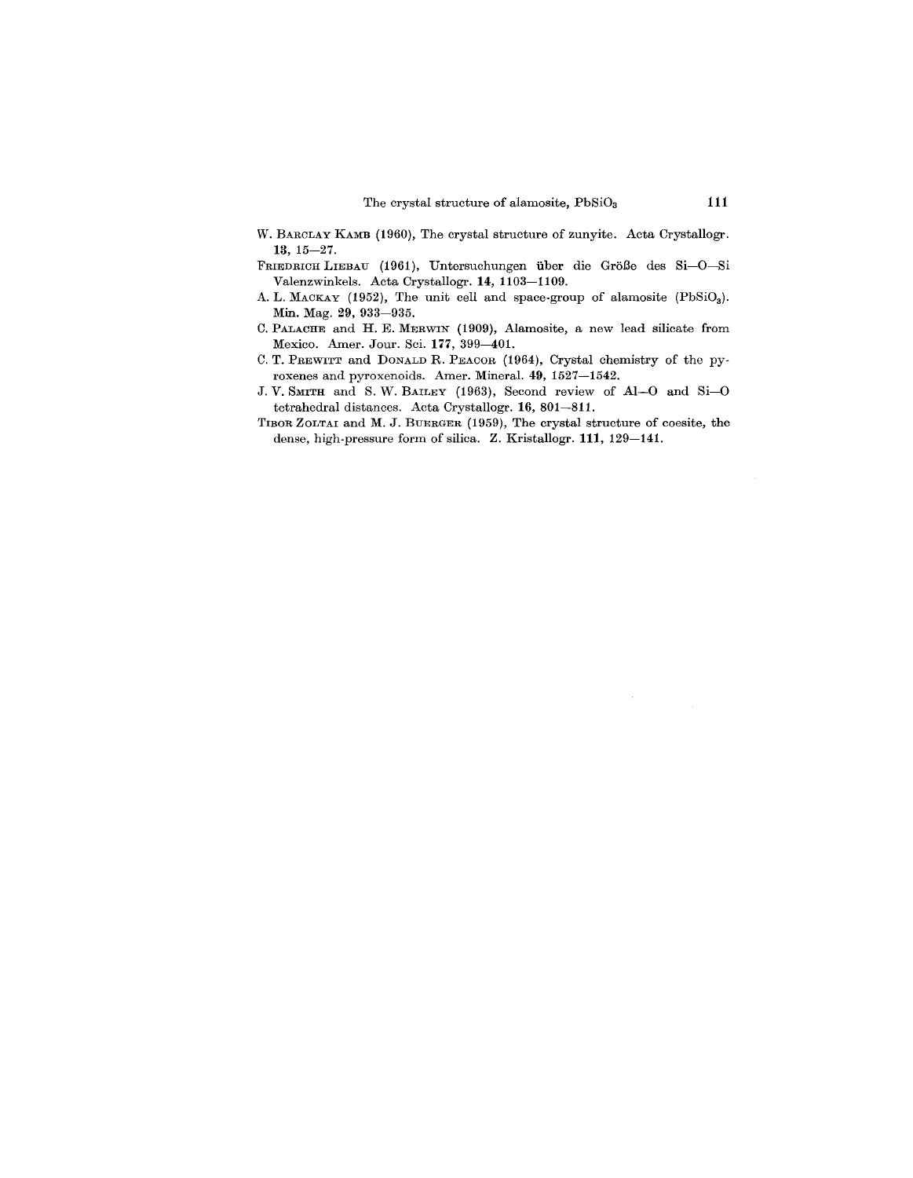W. Barclay Kamb (1960), The crystal structure of zunyite. Acta Crystallogr. **13**, 15—27.

Friedrich Liebau (1961), Untersuchungen über die Größe des Si—O—Si Valenzwinkels. Acta Crystallogr. **14**, 1103—1109.

A. L. Mackay (1952), The unit cell and space-group of alamosite ($PbSiO_3$). Min. Mag. **29**, 933—935.

C. Palache and H. E. Merwin (1909), Alamosite, a new lead silicate from Mexico. Amer. Jour. Sci. **177**, 399—401.

C. T. Prewitt and Donald R. Peacor (1964), Crystal chemistry of the pyroxenes and pyroxenoids. Amer. Mineral. **49**, 1527—1542.

J. V. Smith and S. W. Bailey (1963), Second review of Al—O and Si—O tetrahedral distances. Acta Crystallogr. **16**, 801—811.

Tibor Zoltai and M. J. Buerger (1959), The crystal structure of coesite, the dense, high-pressure form of silica. Z. Kristallogr. **111**, 129—141.